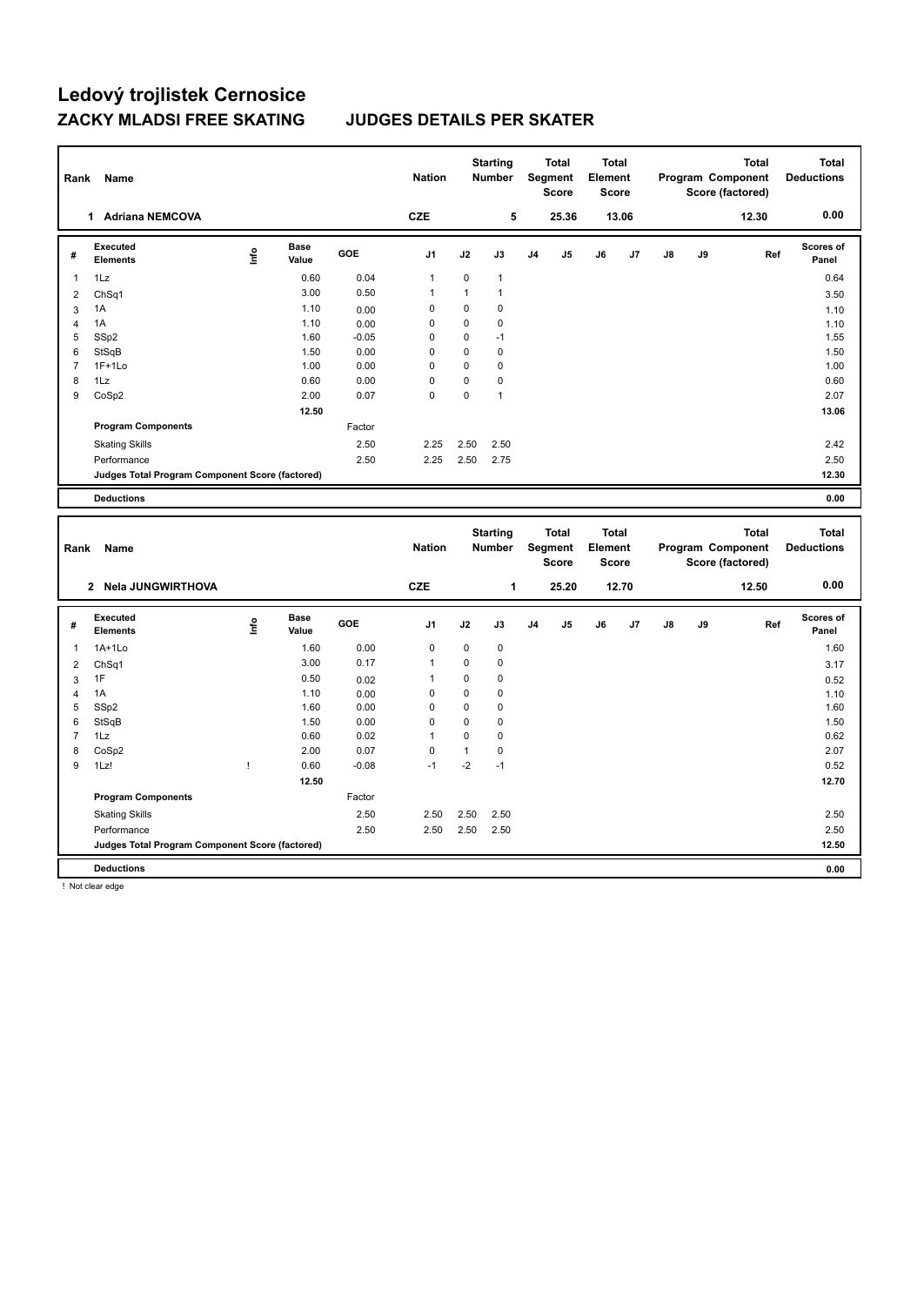# Ledový trojlistek Cernosice

## ZACKY MLADSI FREE SKATING JUDGES DETAILS PER SKATER

| Rank | Name | Nation | Starting Number | Total Segment Score | Total Element Score | Total Program Component Score (factored) | Total Deductions |
|---|---|---|---|---|---|---|---|
| 1 | Adriana NEMCOVA | CZE | 5 | 25.36 | 13.06 | 12.30 | 0.00 |

| # | Executed Elements | Info | Base Value | GOE | J1 | J2 | J3 | J4 | J5 | J6 | J7 | J8 | J9 | Ref | Scores of Panel |
|---|---|---|---|---|---|---|---|---|---|---|---|---|---|---|---|
| 1 | 1Lz | | 0.60 | 0.04 | 1 | 0 | 1 | | | | | | | | 0.64 |
| 2 | ChSq1 | | 3.00 | 0.50 | 1 | 1 | 1 | | | | | | | | 3.50 |
| 3 | 1A | | 1.10 | 0.00 | 0 | 0 | 0 | | | | | | | | 1.10 |
| 4 | 1A | | 1.10 | 0.00 | 0 | 0 | 0 | | | | | | | | 1.10 |
| 5 | SSp2 | | 1.60 | -0.05 | 0 | 0 | -1 | | | | | | | | 1.55 |
| 6 | StSqB | | 1.50 | 0.00 | 0 | 0 | 0 | | | | | | | | 1.50 |
| 7 | 1F+1Lo | | 1.00 | 0.00 | 0 | 0 | 0 | | | | | | | | 1.00 |
| 8 | 1Lz | | 0.60 | 0.00 | 0 | 0 | 0 | | | | | | | | 0.60 |
| 9 | CoSp2 | | 2.00 | 0.07 | 0 | 0 | 1 | | | | | | | | 2.07 |
| | | | 12.50 | | | | | | | | | | | | 13.06 |
| | Program Components | | | Factor | | | | | | | | | | | |
| | Skating Skills | | | 2.50 | 2.25 | 2.50 | 2.50 | | | | | | | | 2.42 |
| | Performance | | | 2.50 | 2.25 | 2.50 | 2.75 | | | | | | | | 2.50 |
| | Judges Total Program Component Score (factored) | | | | | | | | | | | | | | 12.30 |
| | Deductions | | | | | | | | | | | | | | 0.00 |

| Rank | Name | Nation | Starting Number | Total Segment Score | Total Element Score | Total Program Component Score (factored) | Total Deductions |
|---|---|---|---|---|---|---|---|
| 2 | Nela JUNGWIRTHOVA | CZE | 1 | 25.20 | 12.70 | 12.50 | 0.00 |

| # | Executed Elements | Info | Base Value | GOE | J1 | J2 | J3 | J4 | J5 | J6 | J7 | J8 | J9 | Ref | Scores of Panel |
|---|---|---|---|---|---|---|---|---|---|---|---|---|---|---|---|
| 1 | 1A+1Lo | | 1.60 | 0.00 | 0 | 0 | 0 | | | | | | | | 1.60 |
| 2 | ChSq1 | | 3.00 | 0.17 | 1 | 0 | 0 | | | | | | | | 3.17 |
| 3 | 1F | | 0.50 | 0.02 | 1 | 0 | 0 | | | | | | | | 0.52 |
| 4 | 1A | | 1.10 | 0.00 | 0 | 0 | 0 | | | | | | | | 1.10 |
| 5 | SSp2 | | 1.60 | 0.00 | 0 | 0 | 0 | | | | | | | | 1.60 |
| 6 | StSqB | | 1.50 | 0.00 | 0 | 0 | 0 | | | | | | | | 1.50 |
| 7 | 1Lz | | 0.60 | 0.02 | 1 | 0 | 0 | | | | | | | | 0.62 |
| 8 | CoSp2 | | 2.00 | 0.07 | 0 | 1 | 0 | | | | | | | | 2.07 |
| 9 | 1Lz! | ! | 0.60 | -0.08 | -1 | -2 | -1 | | | | | | | | 0.52 |
| | | | 12.50 | | | | | | | | | | | | 12.70 |
| | Program Components | | | Factor | | | | | | | | | | | |
| | Skating Skills | | | 2.50 | 2.50 | 2.50 | 2.50 | | | | | | | | 2.50 |
| | Performance | | | 2.50 | 2.50 | 2.50 | 2.50 | | | | | | | | 2.50 |
| | Judges Total Program Component Score (factored) | | | | | | | | | | | | | | 12.50 |
| | Deductions | | | | | | | | | | | | | | 0.00 |

! Not clear edge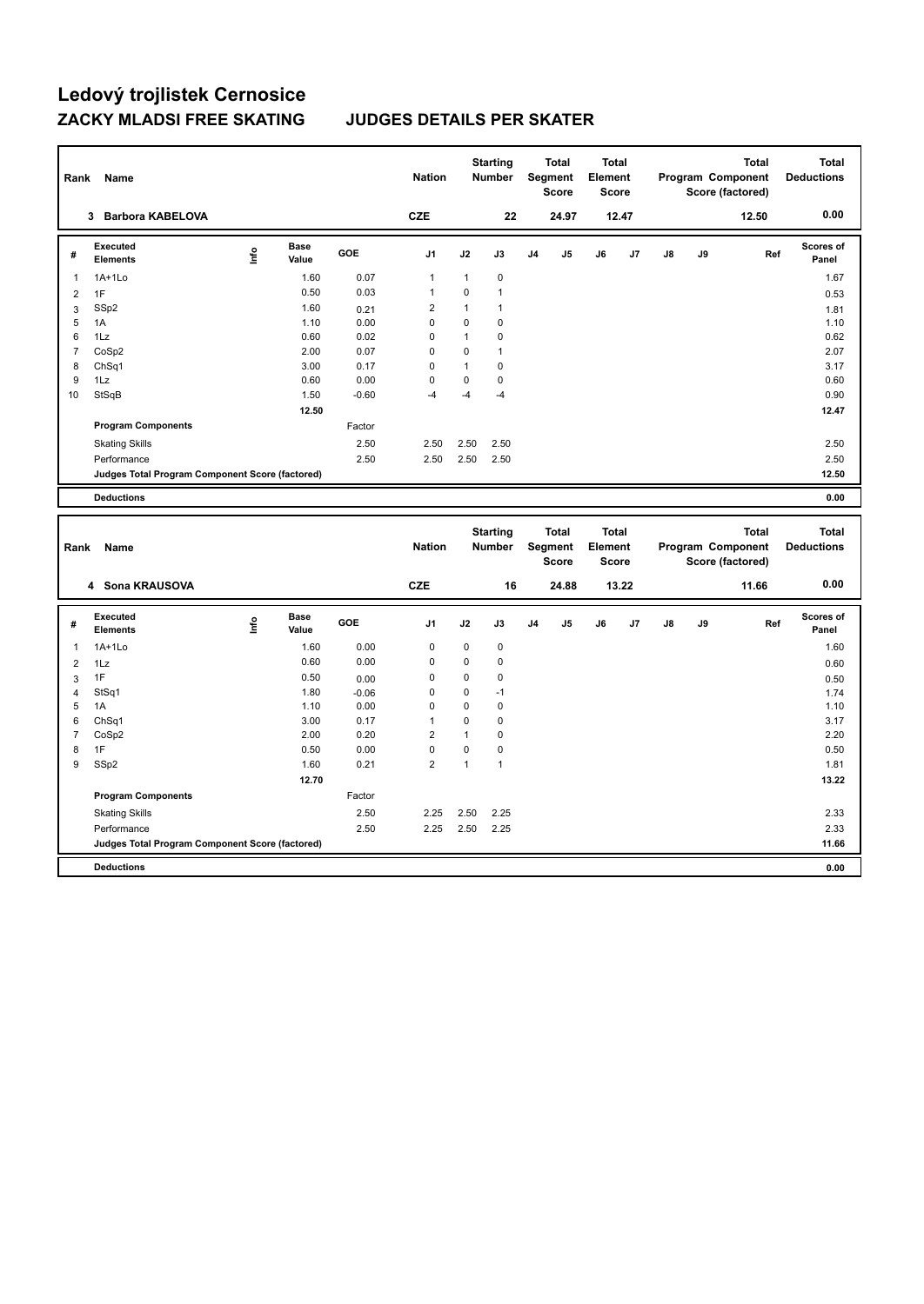# Ledový trojlistek Cernosice

## ZACKY MLADSI FREE SKATING JUDGES DETAILS PER SKATER

| Rank | Name | Nation | Starting Number | Total Segment Score | Total Element Score | Total Program Component Score (factored) | Total Deductions |
|---|---|---|---|---|---|---|---|
| 3 | Barbora KABELOVA | CZE | 22 | 24.97 | 12.47 | 12.50 | 0.00 |

| # | Executed Elements | Info | Base Value | GOE | J1 | J2 | J3 | J4 | J5 | J6 | J7 | J8 | J9 | Ref | Scores of Panel |
|---|---|---|---|---|---|---|---|---|---|---|---|---|---|---|---|
| 1 | 1A+1Lo | | 1.60 | 0.07 | 1 | 1 | 0 | | | | | | | | 1.67 |
| 2 | 1F | | 0.50 | 0.03 | 1 | 0 | 1 | | | | | | | | 0.53 |
| 3 | SSp2 | | 1.60 | 0.21 | 2 | 1 | 1 | | | | | | | | 1.81 |
| 5 | 1A | | 1.10 | 0.00 | 0 | 0 | 0 | | | | | | | | 1.10 |
| 6 | 1Lz | | 0.60 | 0.02 | 0 | 1 | 0 | | | | | | | | 0.62 |
| 7 | CoSp2 | | 2.00 | 0.07 | 0 | 0 | 1 | | | | | | | | 2.07 |
| 8 | ChSq1 | | 3.00 | 0.17 | 0 | 1 | 0 | | | | | | | | 3.17 |
| 9 | 1Lz | | 0.60 | 0.00 | 0 | 0 | 0 | | | | | | | | 0.60 |
| 10 | StSqB | | 1.50 | -0.60 | -4 | -4 | -4 | | | | | | | | 0.90 |
| | | | 12.50 | | | | | | | | | | | | 12.47 |
| | **Program Components** | | | Factor | | | | | | | | | | | |
| | Skating Skills | | | 2.50 | 2.50 | 2.50 | 2.50 | | | | | | | | 2.50 |
| | Performance | | | 2.50 | 2.50 | 2.50 | 2.50 | | | | | | | | 2.50 |
| | **Judges Total Program Component Score (factored)** | | | | | | | | | | | | | | 12.50 |
| | **Deductions** | | | | | | | | | | | | | | 0.00 |

| Rank | Name | Nation | Starting Number | Total Segment Score | Total Element Score | Total Program Component Score (factored) | Total Deductions |
|---|---|---|---|---|---|---|---|
| 4 | Sona KRAUSOVA | CZE | 16 | 24.88 | 13.22 | 11.66 | 0.00 |

| # | Executed Elements | Info | Base Value | GOE | J1 | J2 | J3 | J4 | J5 | J6 | J7 | J8 | J9 | Ref | Scores of Panel |
|---|---|---|---|---|---|---|---|---|---|---|---|---|---|---|---|
| 1 | 1A+1Lo | | 1.60 | 0.00 | 0 | 0 | 0 | | | | | | | | 1.60 |
| 2 | 1Lz | | 0.60 | 0.00 | 0 | 0 | 0 | | | | | | | | 0.60 |
| 3 | 1F | | 0.50 | 0.00 | 0 | 0 | 0 | | | | | | | | 0.50 |
| 4 | StSq1 | | 1.80 | -0.06 | 0 | 0 | -1 | | | | | | | | 1.74 |
| 5 | 1A | | 1.10 | 0.00 | 0 | 0 | 0 | | | | | | | | 1.10 |
| 6 | ChSq1 | | 3.00 | 0.17 | 1 | 0 | 0 | | | | | | | | 3.17 |
| 7 | CoSp2 | | 2.00 | 0.20 | 2 | 1 | 0 | | | | | | | | 2.20 |
| 8 | 1F | | 0.50 | 0.00 | 0 | 0 | 0 | | | | | | | | 0.50 |
| 9 | SSp2 | | 1.60 | 0.21 | 2 | 1 | 1 | | | | | | | | 1.81 |
| | | | 12.70 | | | | | | | | | | | | 13.22 |
| | **Program Components** | | | Factor | | | | | | | | | | | |
| | Skating Skills | | | 2.50 | 2.25 | 2.50 | 2.25 | | | | | | | | 2.33 |
| | Performance | | | 2.50 | 2.25 | 2.50 | 2.25 | | | | | | | | 2.33 |
| | **Judges Total Program Component Score (factored)** | | | | | | | | | | | | | | 11.66 |
| | **Deductions** | | | | | | | | | | | | | | 0.00 |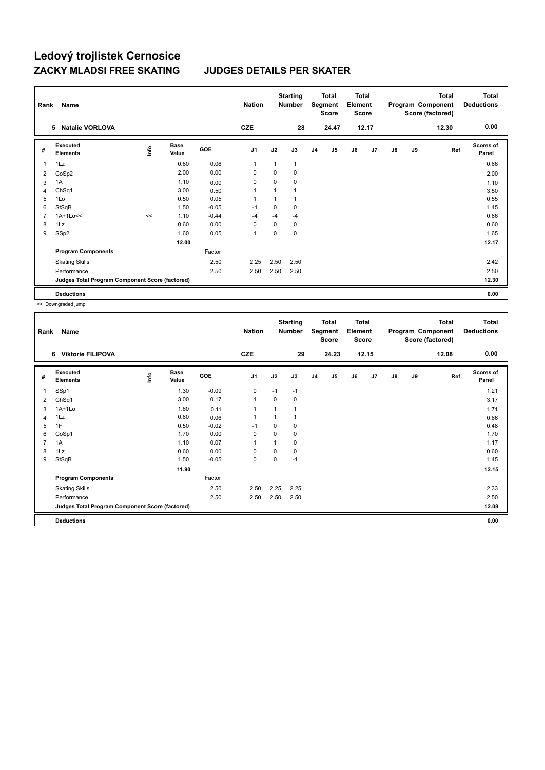# Ledový trojlistek Cernosice

## ZACKY MLADSI FREE SKATING JUDGES DETAILS PER SKATER

| Rank | Name | Nation | Starting Number | Total Segment Score | Total Element Score | Total Program Component Score (factored) | Total Deductions |
|---|---|---|---|---|---|---|---|
| 5 | Natalie VORLOVA | CZE | 28 | 24.47 | 12.17 | 12.30 | 0.00 |

| # | Executed Elements | Info | Base Value | GOE | J1 | J2 | J3 | J4 | J5 | J6 | J7 | J8 | J9 | Ref | Scores of Panel |
|---|---|---|---|---|---|---|---|---|---|---|---|---|---|---|---|
| 1 | 1Lz | | 0.60 | 0.06 | 1 | 1 | 1 | | | | | | | | 0.66 |
| 2 | CoSp2 | | 2.00 | 0.00 | 0 | 0 | 0 | | | | | | | | 2.00 |
| 3 | 1A | | 1.10 | 0.00 | 0 | 0 | 0 | | | | | | | | 1.10 |
| 4 | ChSq1 | | 3.00 | 0.50 | 1 | 1 | 1 | | | | | | | | 3.50 |
| 5 | 1Lo | | 0.50 | 0.05 | 1 | 1 | 1 | | | | | | | | 0.55 |
| 6 | StSqB | | 1.50 | -0.05 | -1 | 0 | 0 | | | | | | | | 1.45 |
| 7 | 1A+1Lo<< | << | 1.10 | -0.44 | -4 | -4 | -4 | | | | | | | | 0.66 |
| 8 | 1Lz | | 0.60 | 0.00 | 0 | 0 | 0 | | | | | | | | 0.60 |
| 9 | SSp2 | | 1.60 | 0.05 | 1 | 0 | 0 | | | | | | | | 1.65 |
| | | | 12.00 | | | | | | | | | | | | 12.17 |
| | **Program Components** | | | Factor | | | | | | | | | | | |
| | Skating Skills | | | 2.50 | 2.25 | 2.50 | 2.50 | | | | | | | | 2.42 |
| | Performance | | | 2.50 | 2.50 | 2.50 | 2.50 | | | | | | | | 2.50 |
| | **Judges Total Program Component Score (factored)** | | | | | | | | | | | | | | 12.30 |
| | **Deductions** | | | | | | | | | | | | | | 0.00 |

<< Downgraded jump

| Rank | Name | Nation | Starting Number | Total Segment Score | Total Element Score | Total Program Component Score (factored) | Total Deductions |
|---|---|---|---|---|---|---|---|
| 6 | Viktorie FILIPOVA | CZE | 29 | 24.23 | 12.15 | 12.08 | 0.00 |

| # | Executed Elements | Info | Base Value | GOE | J1 | J2 | J3 | J4 | J5 | J6 | J7 | J8 | J9 | Ref | Scores of Panel |
|---|---|---|---|---|---|---|---|---|---|---|---|---|---|---|---|
| 1 | SSp1 | | 1.30 | -0.09 | 0 | -1 | -1 | | | | | | | | 1.21 |
| 2 | ChSq1 | | 3.00 | 0.17 | 1 | 0 | 0 | | | | | | | | 3.17 |
| 3 | 1A+1Lo | | 1.60 | 0.11 | 1 | 1 | 1 | | | | | | | | 1.71 |
| 4 | 1Lz | | 0.60 | 0.06 | 1 | 1 | 1 | | | | | | | | 0.66 |
| 5 | 1F | | 0.50 | -0.02 | -1 | 0 | 0 | | | | | | | | 0.48 |
| 6 | CoSp1 | | 1.70 | 0.00 | 0 | 0 | 0 | | | | | | | | 1.70 |
| 7 | 1A | | 1.10 | 0.07 | 1 | 1 | 0 | | | | | | | | 1.17 |
| 8 | 1Lz | | 0.60 | 0.00 | 0 | 0 | 0 | | | | | | | | 0.60 |
| 9 | StSqB | | 1.50 | -0.05 | 0 | 0 | -1 | | | | | | | | 1.45 |
| | | | 11.90 | | | | | | | | | | | | 12.15 |
| | **Program Components** | | | Factor | | | | | | | | | | | |
| | Skating Skills | | | 2.50 | 2.50 | 2.25 | 2.25 | | | | | | | | 2.33 |
| | Performance | | | 2.50 | 2.50 | 2.50 | 2.50 | | | | | | | | 2.50 |
| | **Judges Total Program Component Score (factored)** | | | | | | | | | | | | | | 12.08 |
| | **Deductions** | | | | | | | | | | | | | | 0.00 |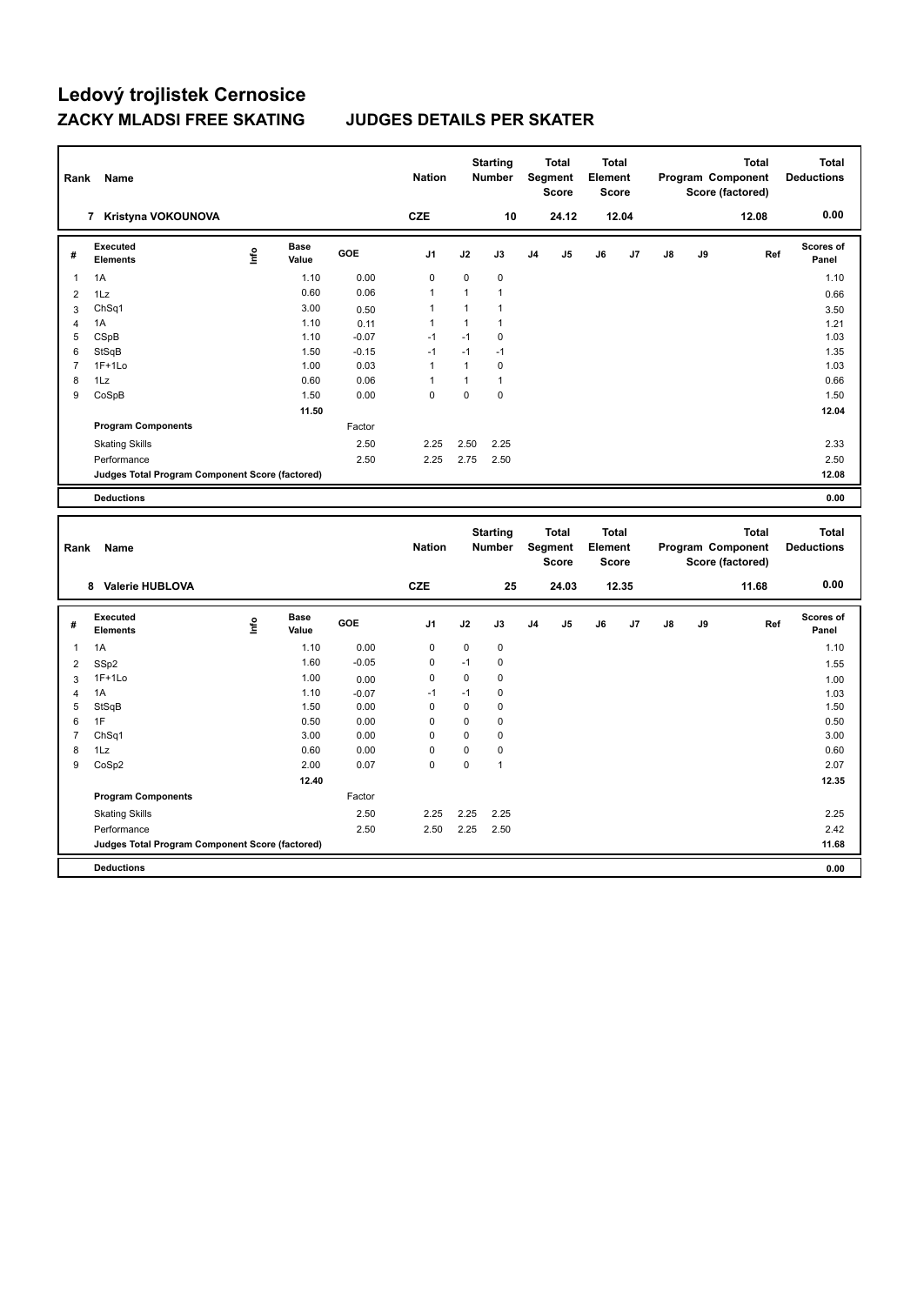# Ledový trojlistek Cernosice

## ZACKY MLADSI FREE SKATING JUDGES DETAILS PER SKATER

| Rank | Name | Nation | Starting Number | Total Segment Score | Total Element Score | Total Program Component Score (factored) | Total Deductions |
|---|---|---|---|---|---|---|---|
| 7 | Kristyna VOKOUNOVA | CZE | 10 | 24.12 | 12.04 | 12.08 | 0.00 |

| # | Executed Elements | Info | Base Value | GOE | J1 | J2 | J3 | J4 | J5 | J6 | J7 | J8 | J9 | Ref | Scores of Panel |
|---|---|---|---|---|---|---|---|---|---|---|---|---|---|---|---|
| 1 | 1A | | 1.10 | 0.00 | 0 | 0 | 0 | | | | | | | | 1.10 |
| 2 | 1Lz | | 0.60 | 0.06 | 1 | 1 | 1 | | | | | | | | 0.66 |
| 3 | ChSq1 | | 3.00 | 0.50 | 1 | 1 | 1 | | | | | | | | 3.50 |
| 4 | 1A | | 1.10 | 0.11 | 1 | 1 | 1 | | | | | | | | 1.21 |
| 5 | CSpB | | 1.10 | -0.07 | -1 | -1 | 0 | | | | | | | | 1.03 |
| 6 | StSqB | | 1.50 | -0.15 | -1 | -1 | -1 | | | | | | | | 1.35 |
| 7 | 1F+1Lo | | 1.00 | 0.03 | 1 | 1 | 0 | | | | | | | | 1.03 |
| 8 | 1Lz | | 0.60 | 0.06 | 1 | 1 | 1 | | | | | | | | 0.66 |
| 9 | CoSpB | | 1.50 | 0.00 | 0 | 0 | 0 | | | | | | | | 1.50 |
| | | | 11.50 | | | | | | | | | | | | 12.04 |
| | **Program Components** | | | Factor | | | | | | | | | | | |
| | Skating Skills | | | 2.50 | 2.25 | 2.50 | 2.25 | | | | | | | | 2.33 |
| | Performance | | | 2.50 | 2.25 | 2.75 | 2.50 | | | | | | | | 2.50 |
| | **Judges Total Program Component Score (factored)** | | | | | | | | | | | | | | 12.08 |
| | **Deductions** | | | | | | | | | | | | | | 0.00 |

| Rank | Name | Nation | Starting Number | Total Segment Score | Total Element Score | Total Program Component Score (factored) | Total Deductions |
|---|---|---|---|---|---|---|---|
| 8 | Valerie HUBLOVA | CZE | 25 | 24.03 | 12.35 | 11.68 | 0.00 |

| # | Executed Elements | Info | Base Value | GOE | J1 | J2 | J3 | J4 | J5 | J6 | J7 | J8 | J9 | Ref | Scores of Panel |
|---|---|---|---|---|---|---|---|---|---|---|---|---|---|---|---|
| 1 | 1A | | 1.10 | 0.00 | 0 | 0 | 0 | | | | | | | | 1.10 |
| 2 | SSp2 | | 1.60 | -0.05 | 0 | -1 | 0 | | | | | | | | 1.55 |
| 3 | 1F+1Lo | | 1.00 | 0.00 | 0 | 0 | 0 | | | | | | | | 1.00 |
| 4 | 1A | | 1.10 | -0.07 | -1 | -1 | 0 | | | | | | | | 1.03 |
| 5 | StSqB | | 1.50 | 0.00 | 0 | 0 | 0 | | | | | | | | 1.50 |
| 6 | 1F | | 0.50 | 0.00 | 0 | 0 | 0 | | | | | | | | 0.50 |
| 7 | ChSq1 | | 3.00 | 0.00 | 0 | 0 | 0 | | | | | | | | 3.00 |
| 8 | 1Lz | | 0.60 | 0.00 | 0 | 0 | 0 | | | | | | | | 0.60 |
| 9 | CoSp2 | | 2.00 | 0.07 | 0 | 0 | 1 | | | | | | | | 2.07 |
| | | | 12.40 | | | | | | | | | | | | 12.35 |
| | **Program Components** | | | Factor | | | | | | | | | | | |
| | Skating Skills | | | 2.50 | 2.25 | 2.25 | 2.25 | | | | | | | | 2.25 |
| | Performance | | | 2.50 | 2.50 | 2.25 | 2.50 | | | | | | | | 2.42 |
| | **Judges Total Program Component Score (factored)** | | | | | | | | | | | | | | 11.68 |
| | **Deductions** | | | | | | | | | | | | | | 0.00 |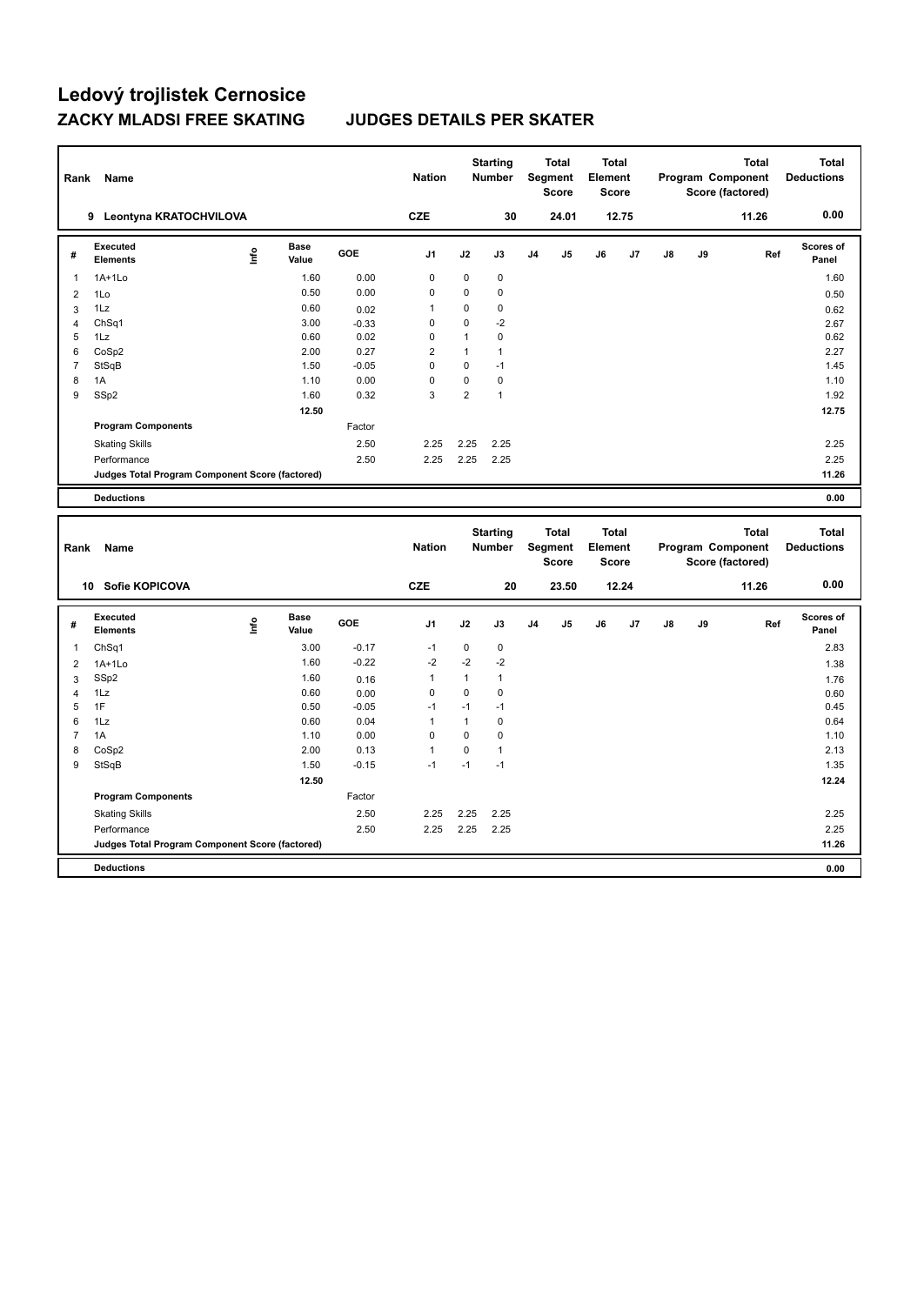# Ledový trojlístek Cernosice

## ZACKY MLADSI FREE SKATING JUDGES DETAILS PER SKATER

| Rank | Name | Nation | Starting Number | Total Segment Score | Total Element Score | Total Program Component Score (factored) | Total Deductions |
|---|---|---|---|---|---|---|---|
| 9 | Leontyna KRATOCHVILOVA | CZE | 30 | 24.01 | 12.75 | 11.26 | 0.00 |

| # | Executed Elements | Info | Base Value | GOE | J1 | J2 | J3 | J4 | J5 | J6 | J7 | J8 | J9 | Ref | Scores of Panel |
|---|---|---|---|---|---|---|---|---|---|---|---|---|---|---|---|
| 1 | 1A+1Lo | | 1.60 | 0.00 | 0 | 0 | 0 | | | | | | | | 1.60 |
| 2 | 1Lo | | 0.50 | 0.00 | 0 | 0 | 0 | | | | | | | | 0.50 |
| 3 | 1Lz | | 0.60 | 0.02 | 1 | 0 | 0 | | | | | | | | 0.62 |
| 4 | ChSq1 | | 3.00 | -0.33 | 0 | 0 | -2 | | | | | | | | 2.67 |
| 5 | 1Lz | | 0.60 | 0.02 | 0 | 1 | 0 | | | | | | | | 0.62 |
| 6 | CoSp2 | | 2.00 | 0.27 | 2 | 1 | 1 | | | | | | | | 2.27 |
| 7 | StSqB | | 1.50 | -0.05 | 0 | 0 | -1 | | | | | | | | 1.45 |
| 8 | 1A | | 1.10 | 0.00 | 0 | 0 | 0 | | | | | | | | 1.10 |
| 9 | SSp2 | | 1.60 | 0.32 | 3 | 2 | 1 | | | | | | | | 1.92 |
| | | | 12.50 | | | | | | | | | | | | 12.75 |
| | **Program Components** | | | Factor | | | | | | | | | | | |
| | Skating Skills | | | 2.50 | 2.25 | 2.25 | 2.25 | | | | | | | | 2.25 |
| | Performance | | | 2.50 | 2.25 | 2.25 | 2.25 | | | | | | | | 2.25 |
| | **Judges Total Program Component Score (factored)** | | | | | | | | | | | | | | 11.26 |
| | **Deductions** | | | | | | | | | | | | | | 0.00 |

| Rank | Name | Nation | Starting Number | Total Segment Score | Total Element Score | Total Program Component Score (factored) | Total Deductions |
|---|---|---|---|---|---|---|---|
| 10 | Sofie KOPICOVA | CZE | 20 | 23.50 | 12.24 | 11.26 | 0.00 |

| # | Executed Elements | Info | Base Value | GOE | J1 | J2 | J3 | J4 | J5 | J6 | J7 | J8 | J9 | Ref | Scores of Panel |
|---|---|---|---|---|---|---|---|---|---|---|---|---|---|---|---|
| 1 | ChSq1 | | 3.00 | -0.17 | -1 | 0 | 0 | | | | | | | | 2.83 |
| 2 | 1A+1Lo | | 1.60 | -0.22 | -2 | -2 | -2 | | | | | | | | 1.38 |
| 3 | SSp2 | | 1.60 | 0.16 | 1 | 1 | 1 | | | | | | | | 1.76 |
| 4 | 1Lz | | 0.60 | 0.00 | 0 | 0 | 0 | | | | | | | | 0.60 |
| 5 | 1F | | 0.50 | -0.05 | -1 | -1 | -1 | | | | | | | | 0.45 |
| 6 | 1Lz | | 0.60 | 0.04 | 1 | 1 | 0 | | | | | | | | 0.64 |
| 7 | 1A | | 1.10 | 0.00 | 0 | 0 | 0 | | | | | | | | 1.10 |
| 8 | CoSp2 | | 2.00 | 0.13 | 1 | 0 | 1 | | | | | | | | 2.13 |
| 9 | StSqB | | 1.50 | -0.15 | -1 | -1 | -1 | | | | | | | | 1.35 |
| | | | 12.50 | | | | | | | | | | | | 12.24 |
| | **Program Components** | | | Factor | | | | | | | | | | | |
| | Skating Skills | | | 2.50 | 2.25 | 2.25 | 2.25 | | | | | | | | 2.25 |
| | Performance | | | 2.50 | 2.25 | 2.25 | 2.25 | | | | | | | | 2.25 |
| | **Judges Total Program Component Score (factored)** | | | | | | | | | | | | | | 11.26 |
| | **Deductions** | | | | | | | | | | | | | | 0.00 |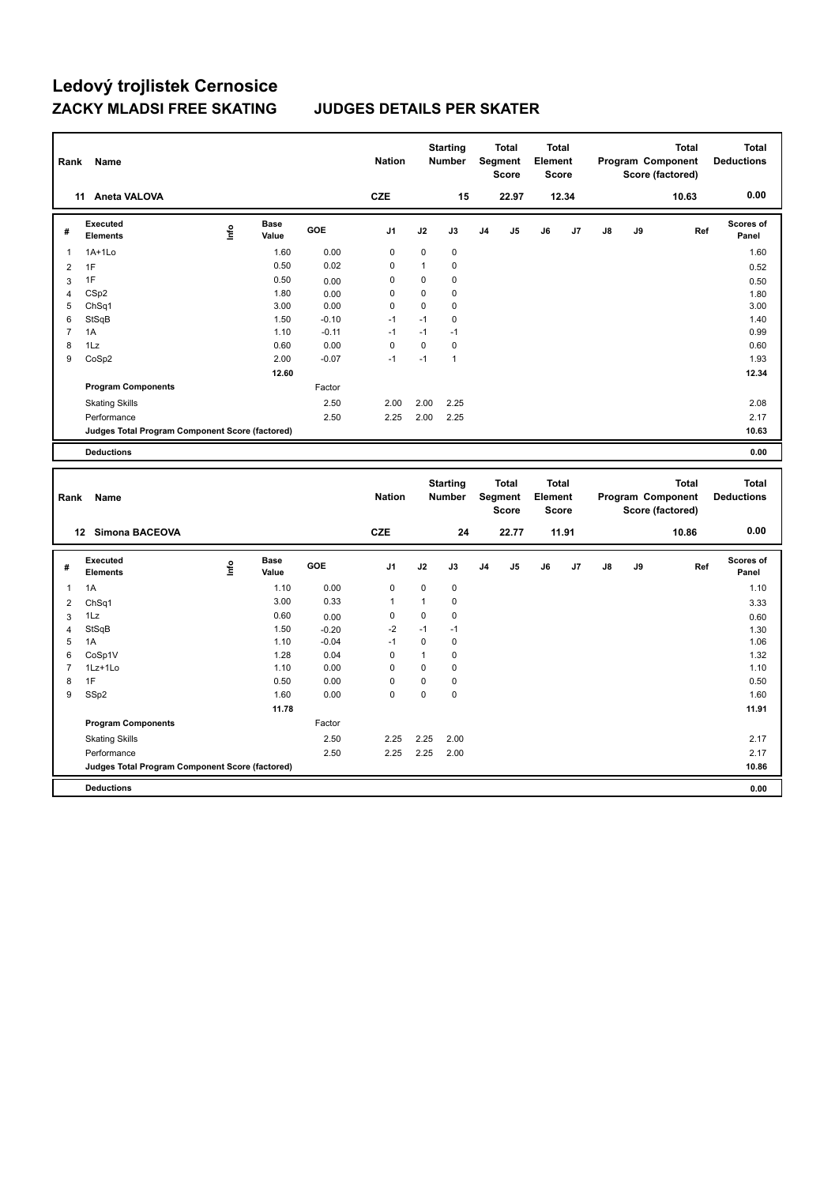# Ledový trojlístek Cernosice

## ZACKY MLADSI FREE SKATING    JUDGES DETAILS PER SKATER

| Rank | Name | Nation | Starting Number | Total Segment Score | Total Element Score | Total Program Component Score (factored) | Total Deductions |
|---|---|---|---|---|---|---|---|
| 11 | Aneta VALOVA | CZE | 15 | 22.97 | 12.34 | 10.63 | 0.00 |

| # | Executed Elements | Info | Base Value | GOE | J1 | J2 | J3 | J4 | J5 | J6 | J7 | J8 | J9 | Ref | Scores of Panel |
|---|---|---|---|---|---|---|---|---|---|---|---|---|---|---|---|
| 1 | 1A+1Lo | | 1.60 | 0.00 | 0 | 0 | 0 | | | | | | | | 1.60 |
| 2 | 1F | | 0.50 | 0.02 | 0 | 1 | 0 | | | | | | | | 0.52 |
| 3 | 1F | | 0.50 | 0.00 | 0 | 0 | 0 | | | | | | | | 0.50 |
| 4 | CSp2 | | 1.80 | 0.00 | 0 | 0 | 0 | | | | | | | | 1.80 |
| 5 | ChSq1 | | 3.00 | 0.00 | 0 | 0 | 0 | | | | | | | | 3.00 |
| 6 | StSqB | | 1.50 | -0.10 | -1 | -1 | 0 | | | | | | | | 1.40 |
| 7 | 1A | | 1.10 | -0.11 | -1 | -1 | -1 | | | | | | | | 0.99 |
| 8 | 1Lz | | 0.60 | 0.00 | 0 | 0 | 0 | | | | | | | | 0.60 |
| 9 | CoSp2 | | 2.00 | -0.07 | -1 | -1 | 1 | | | | | | | | 1.93 |
| | | | 12.60 | | | | | | | | | | | | 12.34 |
| | **Program Components** | | | Factor | | | | | | | | | | | |
| | Skating Skills | | | 2.50 | 2.00 | 2.00 | 2.25 | | | | | | | | 2.08 |
| | Performance | | | 2.50 | 2.25 | 2.00 | 2.25 | | | | | | | | 2.17 |
| | **Judges Total Program Component Score (factored)** | | | | | | | | | | | | | | 10.63 |
| | **Deductions** | | | | | | | | | | | | | | 0.00 |

| Rank | Name | Nation | Starting Number | Total Segment Score | Total Element Score | Total Program Component Score (factored) | Total Deductions |
|---|---|---|---|---|---|---|---|
| 12 | Simona BACEOVA | CZE | 24 | 22.77 | 11.91 | 10.86 | 0.00 |

| # | Executed Elements | Info | Base Value | GOE | J1 | J2 | J3 | J4 | J5 | J6 | J7 | J8 | J9 | Ref | Scores of Panel |
|---|---|---|---|---|---|---|---|---|---|---|---|---|---|---|---|
| 1 | 1A | | 1.10 | 0.00 | 0 | 0 | 0 | | | | | | | | 1.10 |
| 2 | ChSq1 | | 3.00 | 0.33 | 1 | 1 | 0 | | | | | | | | 3.33 |
| 3 | 1Lz | | 0.60 | 0.00 | 0 | 0 | 0 | | | | | | | | 0.60 |
| 4 | StSqB | | 1.50 | -0.20 | -2 | -1 | -1 | | | | | | | | 1.30 |
| 5 | 1A | | 1.10 | -0.04 | -1 | 0 | 0 | | | | | | | | 1.06 |
| 6 | CoSp1V | | 1.28 | 0.04 | 0 | 1 | 0 | | | | | | | | 1.32 |
| 7 | 1Lz+1Lo | | 1.10 | 0.00 | 0 | 0 | 0 | | | | | | | | 1.10 |
| 8 | 1F | | 0.50 | 0.00 | 0 | 0 | 0 | | | | | | | | 0.50 |
| 9 | SSp2 | | 1.60 | 0.00 | 0 | 0 | 0 | | | | | | | | 1.60 |
| | | | 11.78 | | | | | | | | | | | | 11.91 |
| | **Program Components** | | | Factor | | | | | | | | | | | |
| | Skating Skills | | | 2.50 | 2.25 | 2.25 | 2.00 | | | | | | | | 2.17 |
| | Performance | | | 2.50 | 2.25 | 2.25 | 2.00 | | | | | | | | 2.17 |
| | **Judges Total Program Component Score (factored)** | | | | | | | | | | | | | | 10.86 |
| | **Deductions** | | | | | | | | | | | | | | 0.00 |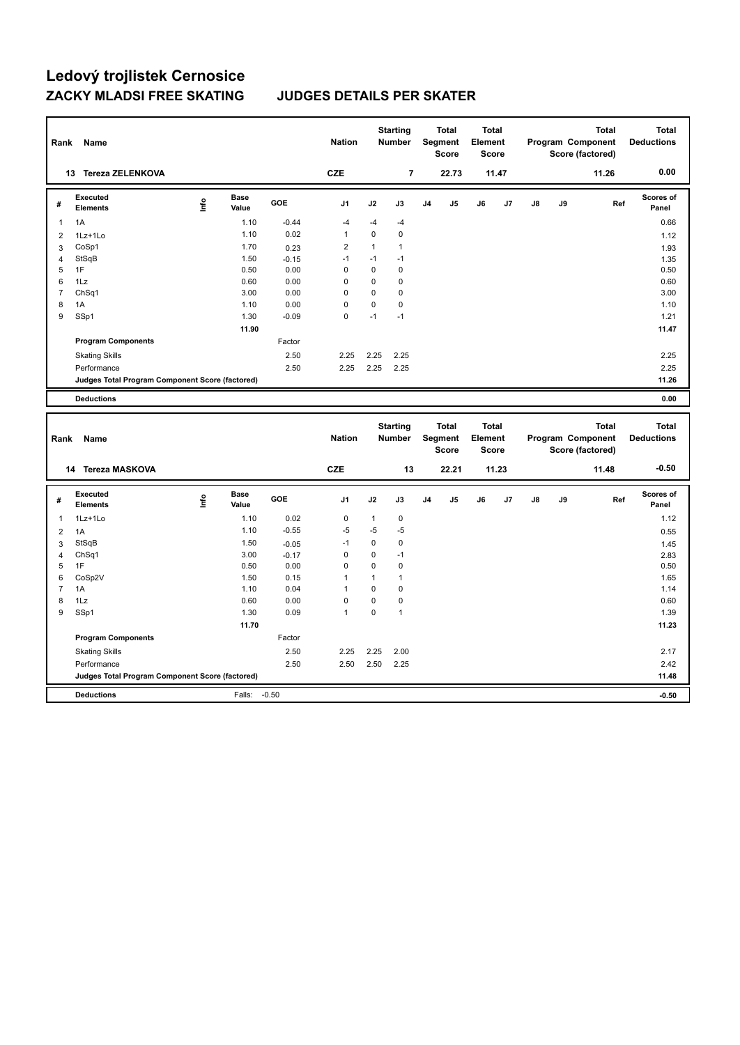# Ledový trojlistek Cernosice

## ZACKY MLADSI FREE SKATING JUDGES DETAILS PER SKATER

| Rank | Name | Nation | Starting Number | Total Segment Score | Total Element Score | Total Program Component Score (factored) | Total Deductions |
|---|---|---|---|---|---|---|---|
| 13 | Tereza ZELENKOVA | CZE | 7 | 22.73 | 11.47 | 11.26 | 0.00 |

| # | Executed Elements | Info | Base Value | GOE | J1 | J2 | J3 | J4 | J5 | J6 | J7 | J8 | J9 | Ref | Scores of Panel |
|---|---|---|---|---|---|---|---|---|---|---|---|---|---|---|---|
| 1 | 1A | | 1.10 | -0.44 | -4 | -4 | -4 | | | | | | | | 0.66 |
| 2 | 1Lz+1Lo | | 1.10 | 0.02 | 1 | 0 | 0 | | | | | | | | 1.12 |
| 3 | CoSp1 | | 1.70 | 0.23 | 2 | 1 | 1 | | | | | | | | 1.93 |
| 4 | StSqB | | 1.50 | -0.15 | -1 | -1 | -1 | | | | | | | | 1.35 |
| 5 | 1F | | 0.50 | 0.00 | 0 | 0 | 0 | | | | | | | | 0.50 |
| 6 | 1Lz | | 0.60 | 0.00 | 0 | 0 | 0 | | | | | | | | 0.60 |
| 7 | ChSq1 | | 3.00 | 0.00 | 0 | 0 | 0 | | | | | | | | 3.00 |
| 8 | 1A | | 1.10 | 0.00 | 0 | 0 | 0 | | | | | | | | 1.10 |
| 9 | SSp1 | | 1.30 | -0.09 | 0 | -1 | -1 | | | | | | | | 1.21 |
| | | | 11.90 | | | | | | | | | | | | 11.47 |
| | **Program Components** | | | Factor | | | | | | | | | | | |
| | Skating Skills | | | 2.50 | 2.25 | 2.25 | 2.25 | | | | | | | | 2.25 |
| | Performance | | | 2.50 | 2.25 | 2.25 | 2.25 | | | | | | | | 2.25 |
| | **Judges Total Program Component Score (factored)** | | | | | | | | | | | | | | 11.26 |
| | **Deductions** | | | | | | | | | | | | | | 0.00 |

| Rank | Name | Nation | Starting Number | Total Segment Score | Total Element Score | Total Program Component Score (factored) | Total Deductions |
|---|---|---|---|---|---|---|---|
| 14 | Tereza MASKOVA | CZE | 13 | 22.21 | 11.23 | 11.48 | -0.50 |

| # | Executed Elements | Info | Base Value | GOE | J1 | J2 | J3 | J4 | J5 | J6 | J7 | J8 | J9 | Ref | Scores of Panel |
|---|---|---|---|---|---|---|---|---|---|---|---|---|---|---|---|
| 1 | 1Lz+1Lo | | 1.10 | 0.02 | 0 | 1 | 0 | | | | | | | | 1.12 |
| 2 | 1A | | 1.10 | -0.55 | -5 | -5 | -5 | | | | | | | | 0.55 |
| 3 | StSqB | | 1.50 | -0.05 | -1 | 0 | 0 | | | | | | | | 1.45 |
| 4 | ChSq1 | | 3.00 | -0.17 | 0 | 0 | -1 | | | | | | | | 2.83 |
| 5 | 1F | | 0.50 | 0.00 | 0 | 0 | 0 | | | | | | | | 0.50 |
| 6 | CoSp2V | | 1.50 | 0.15 | 1 | 1 | 1 | | | | | | | | 1.65 |
| 7 | 1A | | 1.10 | 0.04 | 1 | 0 | 0 | | | | | | | | 1.14 |
| 8 | 1Lz | | 0.60 | 0.00 | 0 | 0 | 0 | | | | | | | | 0.60 |
| 9 | SSp1 | | 1.30 | 0.09 | 1 | 0 | 1 | | | | | | | | 1.39 |
| | | | 11.70 | | | | | | | | | | | | 11.23 |
| | **Program Components** | | | Factor | | | | | | | | | | | |
| | Skating Skills | | | 2.50 | 2.25 | 2.25 | 2.00 | | | | | | | | 2.17 |
| | Performance | | | 2.50 | 2.50 | 2.50 | 2.25 | | | | | | | | 2.42 |
| | **Judges Total Program Component Score (factored)** | | | | | | | | | | | | | | 11.48 |
| | **Deductions** | | Falls: | -0.50 | | | | | | | | | | | -0.50 |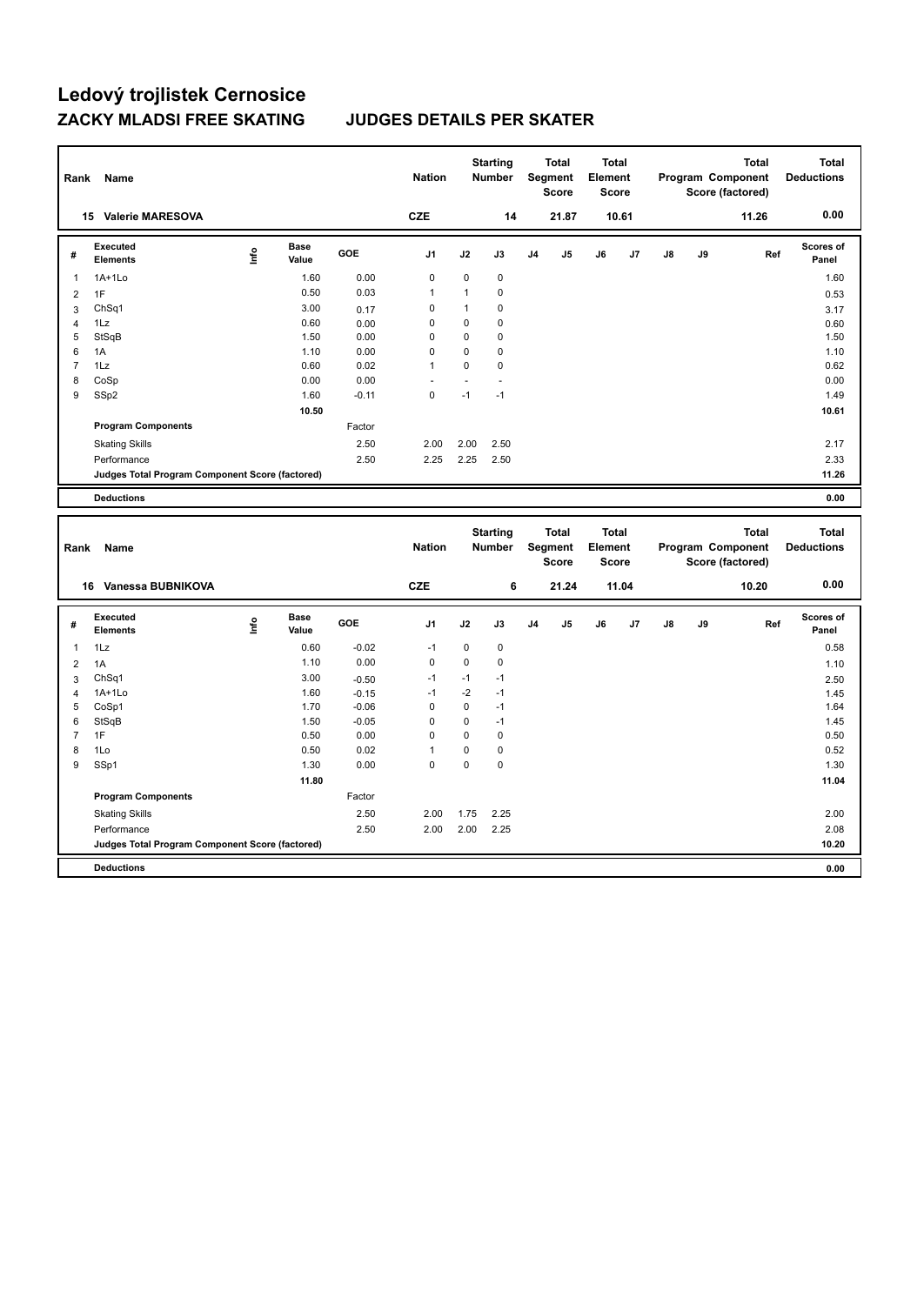# Ledový trojlístek Cernosice

## ZACKY MLADSI FREE SKATING JUDGES DETAILS PER SKATER

| Rank | Name | Nation | Starting Number | Total Segment Score | Total Element Score | Total Program Component Score (factored) | Total Deductions |
|---|---|---|---|---|---|---|---|
| 15 | Valerie MARESOVA | CZE | 14 | 21.87 | 10.61 | 11.26 | 0.00 |

| # | Executed Elements | Info | Base Value | GOE | J1 | J2 | J3 | J4 | J5 | J6 | J7 | J8 | J9 | Ref | Scores of Panel |
|---|---|---|---|---|---|---|---|---|---|---|---|---|---|---|---|
| 1 | 1A+1Lo | | 1.60 | 0.00 | 0 | 0 | 0 | | | | | | | | 1.60 |
| 2 | 1F | | 0.50 | 0.03 | 1 | 1 | 0 | | | | | | | | 0.53 |
| 3 | ChSq1 | | 3.00 | 0.17 | 0 | 1 | 0 | | | | | | | | 3.17 |
| 4 | 1Lz | | 0.60 | 0.00 | 0 | 0 | 0 | | | | | | | | 0.60 |
| 5 | StSqB | | 1.50 | 0.00 | 0 | 0 | 0 | | | | | | | | 1.50 |
| 6 | 1A | | 1.10 | 0.00 | 0 | 0 | 0 | | | | | | | | 1.10 |
| 7 | 1Lz | | 0.60 | 0.02 | 1 | 0 | 0 | | | | | | | | 0.62 |
| 8 | CoSp | | 0.00 | 0.00 | - | - | - | | | | | | | | 0.00 |
| 9 | SSp2 | | 1.60 | -0.11 | 0 | -1 | -1 | | | | | | | | 1.49 |
| | | | 10.50 | | | | | | | | | | | | 10.61 |
| | **Program Components** | | | Factor | | | | | | | | | | | |
| | Skating Skills | | | 2.50 | 2.00 | 2.00 | 2.50 | | | | | | | | 2.17 |
| | Performance | | | 2.50 | 2.25 | 2.25 | 2.50 | | | | | | | | 2.33 |
| | **Judges Total Program Component Score (factored)** | | | | | | | | | | | | | | 11.26 |
| | **Deductions** | | | | | | | | | | | | | | 0.00 |

| Rank | Name | Nation | Starting Number | Total Segment Score | Total Element Score | Total Program Component Score (factored) | Total Deductions |
|---|---|---|---|---|---|---|---|
| 16 | Vanessa BUBNIKOVA | CZE | 6 | 21.24 | 11.04 | 10.20 | 0.00 |

| # | Executed Elements | Info | Base Value | GOE | J1 | J2 | J3 | J4 | J5 | J6 | J7 | J8 | J9 | Ref | Scores of Panel |
|---|---|---|---|---|---|---|---|---|---|---|---|---|---|---|---|
| 1 | 1Lz | | 0.60 | -0.02 | -1 | 0 | 0 | | | | | | | | 0.58 |
| 2 | 1A | | 1.10 | 0.00 | 0 | 0 | 0 | | | | | | | | 1.10 |
| 3 | ChSq1 | | 3.00 | -0.50 | -1 | -1 | -1 | | | | | | | | 2.50 |
| 4 | 1A+1Lo | | 1.60 | -0.15 | -1 | -2 | -1 | | | | | | | | 1.45 |
| 5 | CoSp1 | | 1.70 | -0.06 | 0 | 0 | -1 | | | | | | | | 1.64 |
| 6 | StSqB | | 1.50 | -0.05 | 0 | 0 | -1 | | | | | | | | 1.45 |
| 7 | 1F | | 0.50 | 0.00 | 0 | 0 | 0 | | | | | | | | 0.50 |
| 8 | 1Lo | | 0.50 | 0.02 | 1 | 0 | 0 | | | | | | | | 0.52 |
| 9 | SSp1 | | 1.30 | 0.00 | 0 | 0 | 0 | | | | | | | | 1.30 |
| | | | 11.80 | | | | | | | | | | | | 11.04 |
| | **Program Components** | | | Factor | | | | | | | | | | | |
| | Skating Skills | | | 2.50 | 2.00 | 1.75 | 2.25 | | | | | | | | 2.00 |
| | Performance | | | 2.50 | 2.00 | 2.00 | 2.25 | | | | | | | | 2.08 |
| | **Judges Total Program Component Score (factored)** | | | | | | | | | | | | | | 10.20 |
| | **Deductions** | | | | | | | | | | | | | | 0.00 |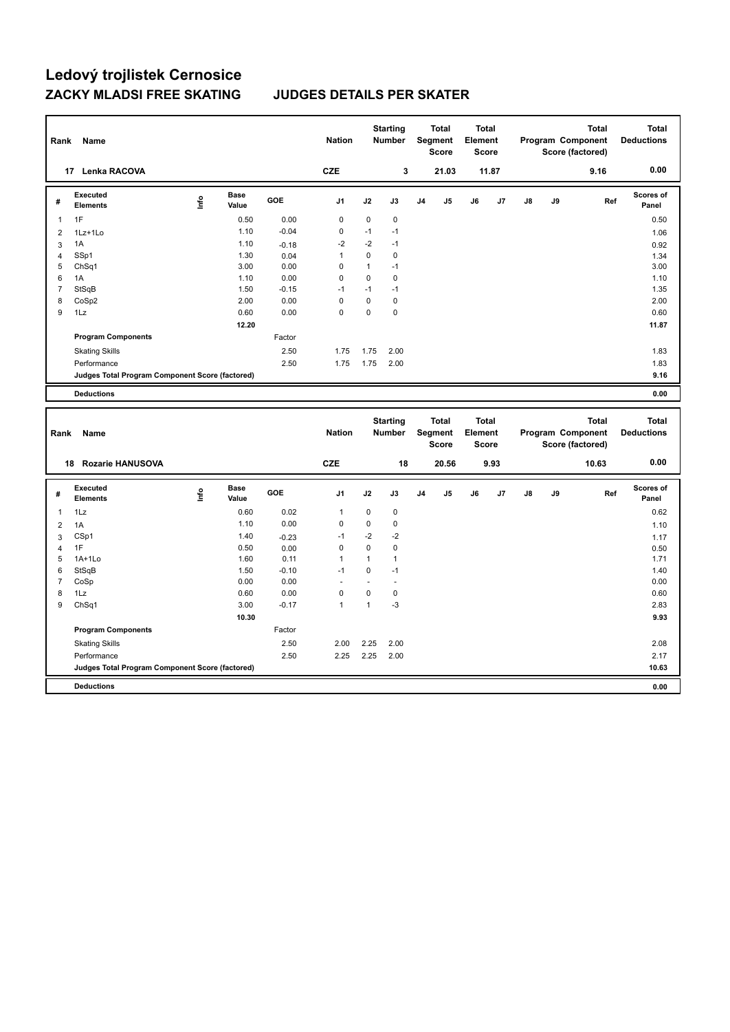# Ledový trojlistek Cernosice

## ZACKY MLADSI FREE SKATING    JUDGES DETAILS PER SKATER

| Rank | Name | Nation | Starting Number | Total Segment Score | Total Element Score | Total Program Component Score (factored) | Total Deductions |
|---|---|---|---|---|---|---|---|
| 17 | Lenka RACOVA | CZE | 3 | 21.03 | 11.87 | 9.16 | 0.00 |

| # | Executed Elements | Info | Base Value | GOE | J1 | J2 | J3 | J4 | J5 | J6 | J7 | J8 | J9 | Ref | Scores of Panel |
|---|---|---|---|---|---|---|---|---|---|---|---|---|---|---|---|
| 1 | 1F | | 0.50 | 0.00 | 0 | 0 | 0 | | | | | | | | 0.50 |
| 2 | 1Lz+1Lo | | 1.10 | -0.04 | 0 | -1 | -1 | | | | | | | | 1.06 |
| 3 | 1A | | 1.10 | -0.18 | -2 | -2 | -1 | | | | | | | | 0.92 |
| 4 | SSp1 | | 1.30 | 0.04 | 1 | 0 | 0 | | | | | | | | 1.34 |
| 5 | ChSq1 | | 3.00 | 0.00 | 0 | 1 | -1 | | | | | | | | 3.00 |
| 6 | 1A | | 1.10 | 0.00 | 0 | 0 | 0 | | | | | | | | 1.10 |
| 7 | StSqB | | 1.50 | -0.15 | -1 | -1 | -1 | | | | | | | | 1.35 |
| 8 | CoSp2 | | 2.00 | 0.00 | 0 | 0 | 0 | | | | | | | | 2.00 |
| 9 | 1Lz | | 0.60 | 0.00 | 0 | 0 | 0 | | | | | | | | 0.60 |
| | | | 12.20 | | | | | | | | | | | | 11.87 |
| | **Program Components** | | | Factor | | | | | | | | | | | |
| | Skating Skills | | | 2.50 | 1.75 | 1.75 | 2.00 | | | | | | | | 1.83 |
| | Performance | | | 2.50 | 1.75 | 1.75 | 2.00 | | | | | | | | 1.83 |
| | **Judges Total Program Component Score (factored)** | | | | | | | | | | | | | | 9.16 |
| | **Deductions** | | | | | | | | | | | | | | 0.00 |

| Rank | Name | Nation | Starting Number | Total Segment Score | Total Element Score | Total Program Component Score (factored) | Total Deductions |
|---|---|---|---|---|---|---|---|
| 18 | Rozarie HANUSOVA | CZE | 18 | 20.56 | 9.93 | 10.63 | 0.00 |

| # | Executed Elements | Info | Base Value | GOE | J1 | J2 | J3 | J4 | J5 | J6 | J7 | J8 | J9 | Ref | Scores of Panel |
|---|---|---|---|---|---|---|---|---|---|---|---|---|---|---|---|
| 1 | 1Lz | | 0.60 | 0.02 | 1 | 0 | 0 | | | | | | | | 0.62 |
| 2 | 1A | | 1.10 | 0.00 | 0 | 0 | 0 | | | | | | | | 1.10 |
| 3 | CSp1 | | 1.40 | -0.23 | -1 | -2 | -2 | | | | | | | | 1.17 |
| 4 | 1F | | 0.50 | 0.00 | 0 | 0 | 0 | | | | | | | | 0.50 |
| 5 | 1A+1Lo | | 1.60 | 0.11 | 1 | 1 | 1 | | | | | | | | 1.71 |
| 6 | StSqB | | 1.50 | -0.10 | -1 | 0 | -1 | | | | | | | | 1.40 |
| 7 | CoSp | | 0.00 | 0.00 | - | - | - | | | | | | | | 0.00 |
| 8 | 1Lz | | 0.60 | 0.00 | 0 | 0 | 0 | | | | | | | | 0.60 |
| 9 | ChSq1 | | 3.00 | -0.17 | 1 | 1 | -3 | | | | | | | | 2.83 |
| | | | 10.30 | | | | | | | | | | | | 9.93 |
| | **Program Components** | | | Factor | | | | | | | | | | | |
| | Skating Skills | | | 2.50 | 2.00 | 2.25 | 2.00 | | | | | | | | 2.08 |
| | Performance | | | 2.50 | 2.25 | 2.25 | 2.00 | | | | | | | | 2.17 |
| | **Judges Total Program Component Score (factored)** | | | | | | | | | | | | | | 10.63 |
| | **Deductions** | | | | | | | | | | | | | | 0.00 |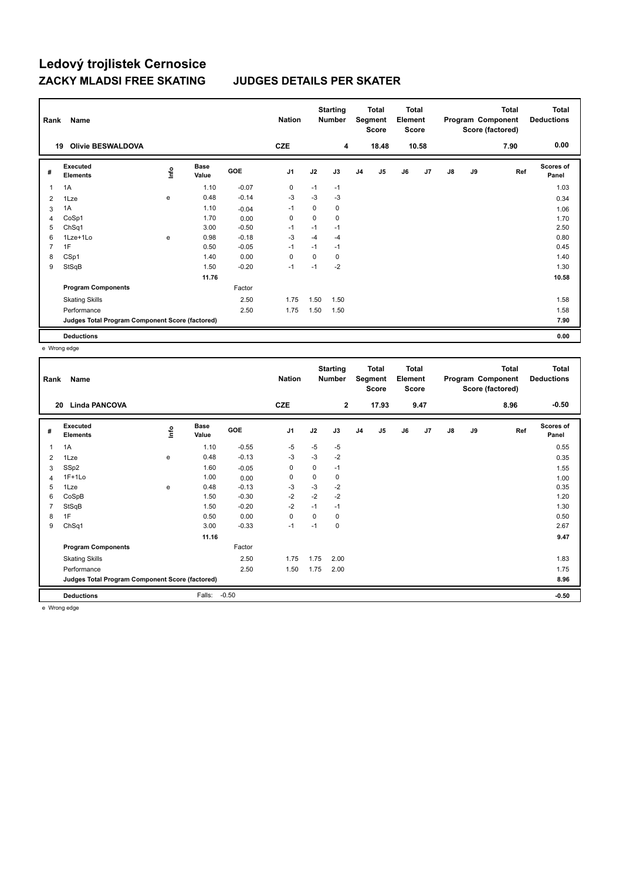# Ledový trojlistek Cernosice

## ZACKY MLADSI FREE SKATING JUDGES DETAILS PER SKATER

| Rank | Name | Nation | Starting Number | Total Segment Score | Total Element Score | Total Program Component Score (factored) | Total Deductions |
|---|---|---|---|---|---|---|---|
| 19 | Olivie BESWALDOVA | CZE | 4 | 18.48 | 10.58 | 7.90 | 0.00 |

| # | Executed Elements | Info | Base Value | GOE | J1 | J2 | J3 | J4 | J5 | J6 | J7 | J8 | J9 | Ref | Scores of Panel |
|---|---|---|---|---|---|---|---|---|---|---|---|---|---|---|---|
| 1 | 1A | | 1.10 | -0.07 | 0 | -1 | -1 | | | | | | | | 1.03 |
| 2 | 1Lze | e | 0.48 | -0.14 | -3 | -3 | -3 | | | | | | | | 0.34 |
| 3 | 1A | | 1.10 | -0.04 | -1 | 0 | 0 | | | | | | | | 1.06 |
| 4 | CoSp1 | | 1.70 | 0.00 | 0 | 0 | 0 | | | | | | | | 1.70 |
| 5 | ChSq1 | | 3.00 | -0.50 | -1 | -1 | -1 | | | | | | | | 2.50 |
| 6 | 1Lze+1Lo | e | 0.98 | -0.18 | -3 | -4 | -4 | | | | | | | | 0.80 |
| 7 | 1F | | 0.50 | -0.05 | -1 | -1 | -1 | | | | | | | | 0.45 |
| 8 | CSp1 | | 1.40 | 0.00 | 0 | 0 | 0 | | | | | | | | 1.40 |
| 9 | StSqB | | 1.50 | -0.20 | -1 | -1 | -2 | | | | | | | | 1.30 |
| | | | 11.76 | | | | | | | | | | | | 10.58 |
| | Program Components | | | Factor | | | | | | | | | | | |
| | Skating Skills | | | 2.50 | 1.75 | 1.50 | 1.50 | | | | | | | | 1.58 |
| | Performance | | | 2.50 | 1.75 | 1.50 | 1.50 | | | | | | | | 1.58 |
| | Judges Total Program Component Score (factored) | | | | | | | | | | | | | | 7.90 |
| | Deductions | | | | | | | | | | | | | | 0.00 |

e Wrong edge

| Rank | Name | Nation | Starting Number | Total Segment Score | Total Element Score | Total Program Component Score (factored) | Total Deductions |
|---|---|---|---|---|---|---|---|
| 20 | Linda PANCOVA | CZE | 2 | 17.93 | 9.47 | 8.96 | -0.50 |

| # | Executed Elements | Info | Base Value | GOE | J1 | J2 | J3 | J4 | J5 | J6 | J7 | J8 | J9 | Ref | Scores of Panel |
|---|---|---|---|---|---|---|---|---|---|---|---|---|---|---|---|
| 1 | 1A | | 1.10 | -0.55 | -5 | -5 | -5 | | | | | | | | 0.55 |
| 2 | 1Lze | e | 0.48 | -0.13 | -3 | -3 | -2 | | | | | | | | 0.35 |
| 3 | SSp2 | | 1.60 | -0.05 | 0 | 0 | -1 | | | | | | | | 1.55 |
| 4 | 1F+1Lo | | 1.00 | 0.00 | 0 | 0 | 0 | | | | | | | | 1.00 |
| 5 | 1Lze | e | 0.48 | -0.13 | -3 | -3 | -2 | | | | | | | | 0.35 |
| 6 | CoSpB | | 1.50 | -0.30 | -2 | -2 | -2 | | | | | | | | 1.20 |
| 7 | StSqB | | 1.50 | -0.20 | -2 | -1 | -1 | | | | | | | | 1.30 |
| 8 | 1F | | 0.50 | 0.00 | 0 | 0 | 0 | | | | | | | | 0.50 |
| 9 | ChSq1 | | 3.00 | -0.33 | -1 | -1 | 0 | | | | | | | | 2.67 |
| | | | 11.16 | | | | | | | | | | | | 9.47 |
| | Program Components | | | Factor | | | | | | | | | | | |
| | Skating Skills | | | 2.50 | 1.75 | 1.75 | 2.00 | | | | | | | | 1.83 |
| | Performance | | | 2.50 | 1.50 | 1.75 | 2.00 | | | | | | | | 1.75 |
| | Judges Total Program Component Score (factored) | | | | | | | | | | | | | | 8.96 |
| | Deductions | | Falls: | -0.50 | | | | | | | | | | | -0.50 |

e Wrong edge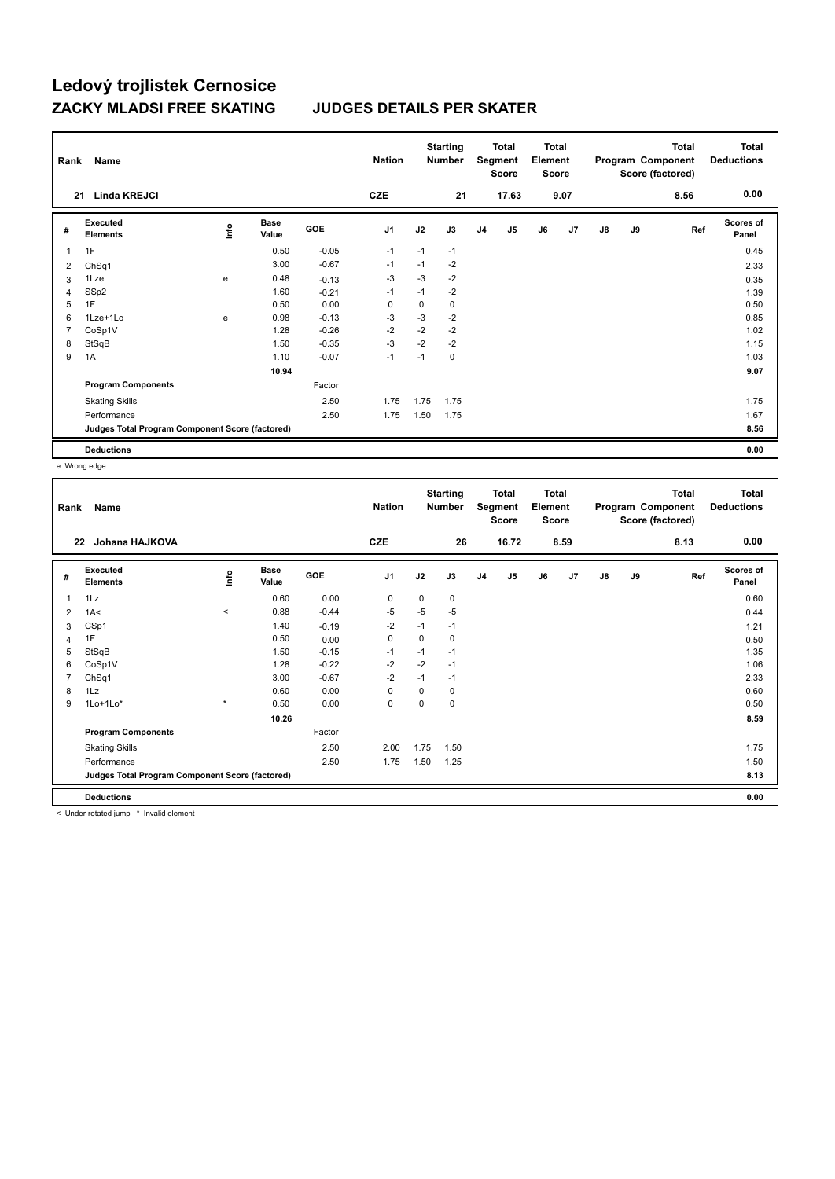# Ledový trojlistek Cernosice

## ZACKY MLADSI FREE SKATING JUDGES DETAILS PER SKATER

| Rank | Name | Nation | Starting Number | Total Segment Score | Total Element Score | Total Program Component Score (factored) | Total Deductions |
|---|---|---|---|---|---|---|---|
| 21 | Linda KREJCI | CZE | 21 | 17.63 | 9.07 | 8.56 | 0.00 |

| # | Executed Elements | Info | Base Value | GOE | J1 | J2 | J3 | J4 | J5 | J6 | J7 | J8 | J9 | Ref | Scores of Panel |
|---|---|---|---|---|---|---|---|---|---|---|---|---|---|---|---|
| 1 | 1F | | 0.50 | -0.05 | -1 | -1 | -1 | | | | | | | | 0.45 |
| 2 | ChSq1 | | 3.00 | -0.67 | -1 | -1 | -2 | | | | | | | | 2.33 |
| 3 | 1Lze | e | 0.48 | -0.13 | -3 | -3 | -2 | | | | | | | | 0.35 |
| 4 | SSp2 | | 1.60 | -0.21 | -1 | -1 | -2 | | | | | | | | 1.39 |
| 5 | 1F | | 0.50 | 0.00 | 0 | 0 | 0 | | | | | | | | 0.50 |
| 6 | 1Lze+1Lo | e | 0.98 | -0.13 | -3 | -3 | -2 | | | | | | | | 0.85 |
| 7 | CoSp1V | | 1.28 | -0.26 | -2 | -2 | -2 | | | | | | | | 1.02 |
| 8 | StSqB | | 1.50 | -0.35 | -3 | -2 | -2 | | | | | | | | 1.15 |
| 9 | 1A | | 1.10 | -0.07 | -1 | -1 | 0 | | | | | | | | 1.03 |
| | | | 10.94 | | | | | | | | | | | | 9.07 |
| | **Program Components** | | | Factor | | | | | | | | | | | |
| | Skating Skills | | | 2.50 | 1.75 | 1.75 | 1.75 | | | | | | | | 1.75 |
| | Performance | | | 2.50 | 1.75 | 1.50 | 1.75 | | | | | | | | 1.67 |
| | **Judges Total Program Component Score (factored)** | | | | | | | | | | | | | | 8.56 |
| | **Deductions** | | | | | | | | | | | | | | 0.00 |

e Wrong edge

| Rank | Name | Nation | Starting Number | Total Segment Score | Total Element Score | Total Program Component Score (factored) | Total Deductions |
|---|---|---|---|---|---|---|---|
| 22 | Johana HAJKOVA | CZE | 26 | 16.72 | 8.59 | 8.13 | 0.00 |

| # | Executed Elements | Info | Base Value | GOE | J1 | J2 | J3 | J4 | J5 | J6 | J7 | J8 | J9 | Ref | Scores of Panel |
|---|---|---|---|---|---|---|---|---|---|---|---|---|---|---|---|
| 1 | 1Lz | | 0.60 | 0.00 | 0 | 0 | 0 | | | | | | | | 0.60 |
| 2 | 1A< | < | 0.88 | -0.44 | -5 | -5 | -5 | | | | | | | | 0.44 |
| 3 | CSp1 | | 1.40 | -0.19 | -2 | -1 | -1 | | | | | | | | 1.21 |
| 4 | 1F | | 0.50 | 0.00 | 0 | 0 | 0 | | | | | | | | 0.50 |
| 5 | StSqB | | 1.50 | -0.15 | -1 | -1 | -1 | | | | | | | | 1.35 |
| 6 | CoSp1V | | 1.28 | -0.22 | -2 | -2 | -1 | | | | | | | | 1.06 |
| 7 | ChSq1 | | 3.00 | -0.67 | -2 | -1 | -1 | | | | | | | | 2.33 |
| 8 | 1Lz | | 0.60 | 0.00 | 0 | 0 | 0 | | | | | | | | 0.60 |
| 9 | 1Lo+1Lo* | * | 0.50 | 0.00 | 0 | 0 | 0 | | | | | | | | 0.50 |
| | | | 10.26 | | | | | | | | | | | | 8.59 |
| | **Program Components** | | | Factor | | | | | | | | | | | |
| | Skating Skills | | | 2.50 | 2.00 | 1.75 | 1.50 | | | | | | | | 1.75 |
| | Performance | | | 2.50 | 1.75 | 1.50 | 1.25 | | | | | | | | 1.50 |
| | **Judges Total Program Component Score (factored)** | | | | | | | | | | | | | | 8.13 |
| | **Deductions** | | | | | | | | | | | | | | 0.00 |

< Under-rotated jump * Invalid element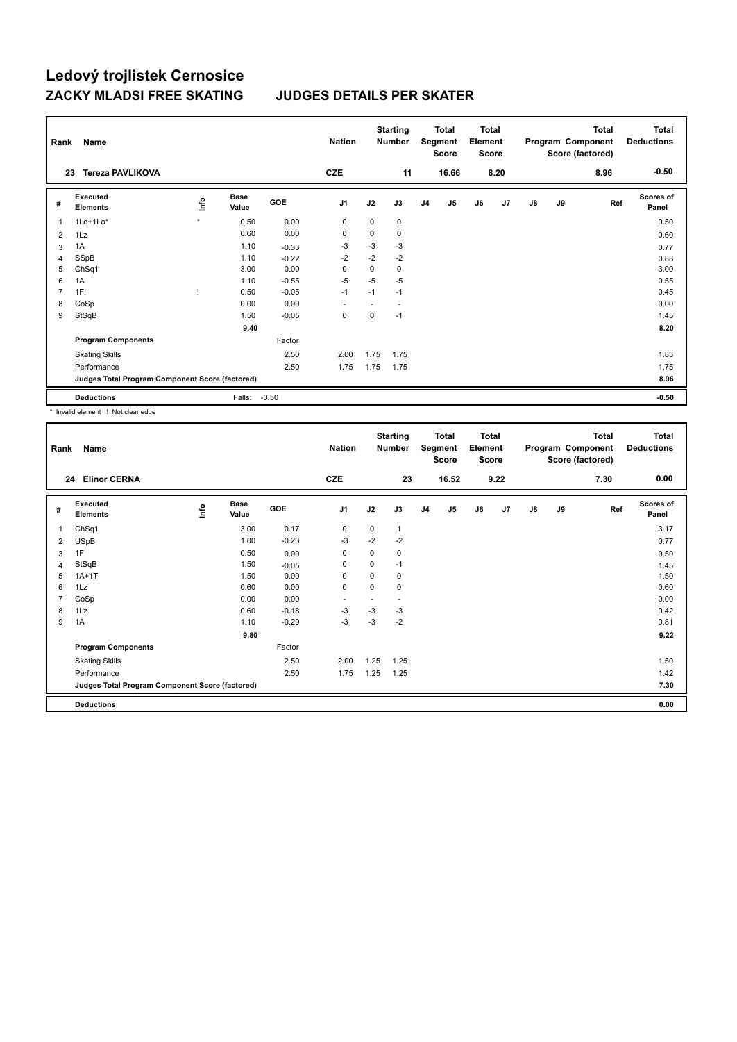# Ledový trojlistek Cernosice

## ZACKY MLADSI FREE SKATING JUDGES DETAILS PER SKATER

| Rank | Name | Nation | Starting Number | Total Segment Score | Total Element Score | Total Program Component Score (factored) | Total Deductions |
|---|---|---|---|---|---|---|---|
| 23 | Tereza PAVLIKOVA | CZE | 11 | 16.66 | 8.20 | 8.96 | -0.50 |

| # | Executed Elements | Info | Base Value | GOE | J1 | J2 | J3 | J4 | J5 | J6 | J7 | J8 | J9 | Ref | Scores of Panel |
|---|---|---|---|---|---|---|---|---|---|---|---|---|---|---|---|
| 1 | 1Lo+1Lo* | * | 0.50 | 0.00 | 0 | 0 | 0 | | | | | | | | 0.50 |
| 2 | 1Lz | | 0.60 | 0.00 | 0 | 0 | 0 | | | | | | | | 0.60 |
| 3 | 1A | | 1.10 | -0.33 | -3 | -3 | -3 | | | | | | | | 0.77 |
| 4 | SSpB | | 1.10 | -0.22 | -2 | -2 | -2 | | | | | | | | 0.88 |
| 5 | ChSq1 | | 3.00 | 0.00 | 0 | 0 | 0 | | | | | | | | 3.00 |
| 6 | 1A | | 1.10 | -0.55 | -5 | -5 | -5 | | | | | | | | 0.55 |
| 7 | 1F! | ! | 0.50 | -0.05 | -1 | -1 | -1 | | | | | | | | 0.45 |
| 8 | CoSp | | 0.00 | 0.00 | - | - | - | | | | | | | | 0.00 |
| 9 | StSqB | | 1.50 | -0.05 | 0 | 0 | -1 | | | | | | | | 1.45 |
| | | | 9.40 | | | | | | | | | | | | 8.20 |
| | **Program Components** | | | Factor | | | | | | | | | | | |
| | Skating Skills | | | 2.50 | 2.00 | 1.75 | 1.75 | | | | | | | | 1.83 |
| | Performance | | | 2.50 | 1.75 | 1.75 | 1.75 | | | | | | | | 1.75 |
| | **Judges Total Program Component Score (factored)** | | | | | | | | | | | | | | 8.96 |
| | **Deductions** | | Falls: | -0.50 | | | | | | | | | | | -0.50 |

\* Invalid element ! Not clear edge

| Rank | Name | Nation | Starting Number | Total Segment Score | Total Element Score | Total Program Component Score (factored) | Total Deductions |
|---|---|---|---|---|---|---|---|
| 24 | Elinor CERNA | CZE | 23 | 16.52 | 9.22 | 7.30 | 0.00 |

| # | Executed Elements | Info | Base Value | GOE | J1 | J2 | J3 | J4 | J5 | J6 | J7 | J8 | J9 | Ref | Scores of Panel |
|---|---|---|---|---|---|---|---|---|---|---|---|---|---|---|---|
| 1 | ChSq1 | | 3.00 | 0.17 | 0 | 0 | 1 | | | | | | | | 3.17 |
| 2 | USpB | | 1.00 | -0.23 | -3 | -2 | -2 | | | | | | | | 0.77 |
| 3 | 1F | | 0.50 | 0.00 | 0 | 0 | 0 | | | | | | | | 0.50 |
| 4 | StSqB | | 1.50 | -0.05 | 0 | 0 | -1 | | | | | | | | 1.45 |
| 5 | 1A+1T | | 1.50 | 0.00 | 0 | 0 | 0 | | | | | | | | 1.50 |
| 6 | 1Lz | | 0.60 | 0.00 | 0 | 0 | 0 | | | | | | | | 0.60 |
| 7 | CoSp | | 0.00 | 0.00 | - | - | - | | | | | | | | 0.00 |
| 8 | 1Lz | | 0.60 | -0.18 | -3 | -3 | -3 | | | | | | | | 0.42 |
| 9 | 1A | | 1.10 | -0.29 | -3 | -3 | -2 | | | | | | | | 0.81 |
| | | | 9.80 | | | | | | | | | | | | 9.22 |
| | **Program Components** | | | Factor | | | | | | | | | | | |
| | Skating Skills | | | 2.50 | 2.00 | 1.25 | 1.25 | | | | | | | | 1.50 |
| | Performance | | | 2.50 | 1.75 | 1.25 | 1.25 | | | | | | | | 1.42 |
| | **Judges Total Program Component Score (factored)** | | | | | | | | | | | | | | 7.30 |
| | **Deductions** | | | | | | | | | | | | | | 0.00 |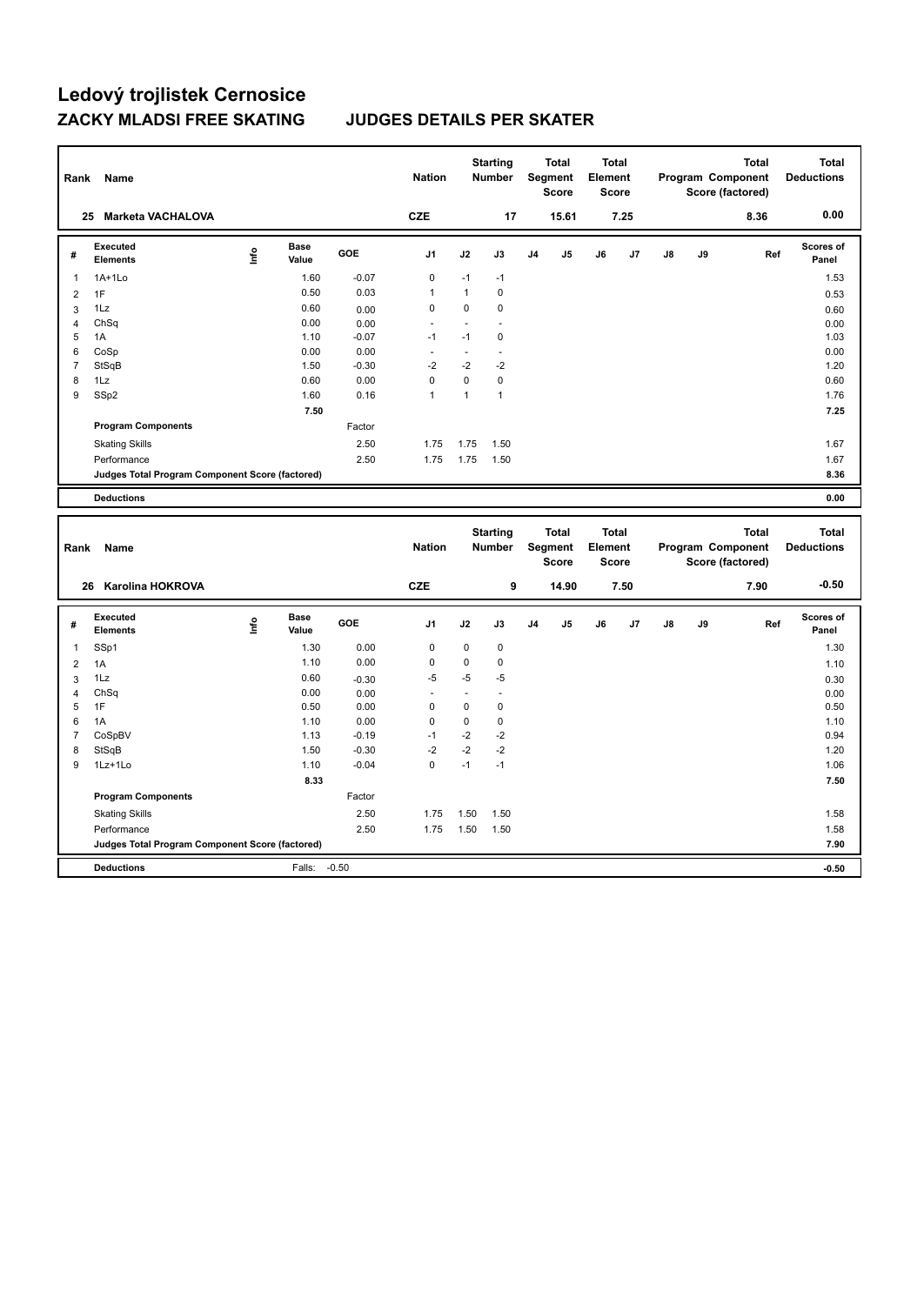# Ledový trojlistek Cernosice

## ZACKY MLADSI FREE SKATING JUDGES DETAILS PER SKATER

| Rank | Name | Nation | Starting Number | Total Segment Score | Total Element Score | Total Program Component Score (factored) | Total Deductions |
|---|---|---|---|---|---|---|---|
| 25 | Marketa VACHALOVA | CZE | 17 | 15.61 | 7.25 | 8.36 | 0.00 |

| # | Executed Elements | Info | Base Value | GOE | J1 | J2 | J3 | J4 | J5 | J6 | J7 | J8 | J9 | Ref | Scores of Panel |
|---|---|---|---|---|---|---|---|---|---|---|---|---|---|---|---|
| 1 | 1A+1Lo | | 1.60 | -0.07 | 0 | -1 | -1 | | | | | | | | 1.53 |
| 2 | 1F | | 0.50 | 0.03 | 1 | 1 | 0 | | | | | | | | 0.53 |
| 3 | 1Lz | | 0.60 | 0.00 | 0 | 0 | 0 | | | | | | | | 0.60 |
| 4 | ChSq | | 0.00 | 0.00 | - | - | - | | | | | | | | 0.00 |
| 5 | 1A | | 1.10 | -0.07 | -1 | -1 | 0 | | | | | | | | 1.03 |
| 6 | CoSp | | 0.00 | 0.00 | - | - | - | | | | | | | | 0.00 |
| 7 | StSqB | | 1.50 | -0.30 | -2 | -2 | -2 | | | | | | | | 1.20 |
| 8 | 1Lz | | 0.60 | 0.00 | 0 | 0 | 0 | | | | | | | | 0.60 |
| 9 | SSp2 | | 1.60 | 0.16 | 1 | 1 | 1 | | | | | | | | 1.76 |
| | | | 7.50 | | | | | | | | | | | | 7.25 |
| | **Program Components** | | | Factor | | | | | | | | | | | |
| | Skating Skills | | | 2.50 | 1.75 | 1.75 | 1.50 | | | | | | | | 1.67 |
| | Performance | | | 2.50 | 1.75 | 1.75 | 1.50 | | | | | | | | 1.67 |
| | **Judges Total Program Component Score (factored)** | | | | | | | | | | | | | | 8.36 |
| | **Deductions** | | | | | | | | | | | | | | 0.00 |

| Rank | Name | Nation | Starting Number | Total Segment Score | Total Element Score | Total Program Component Score (factored) | Total Deductions |
|---|---|---|---|---|---|---|---|
| 26 | Karolina HOKROVA | CZE | 9 | 14.90 | 7.50 | 7.90 | -0.50 |

| # | Executed Elements | Info | Base Value | GOE | J1 | J2 | J3 | J4 | J5 | J6 | J7 | J8 | J9 | Ref | Scores of Panel |
|---|---|---|---|---|---|---|---|---|---|---|---|---|---|---|---|
| 1 | SSp1 | | 1.30 | 0.00 | 0 | 0 | 0 | | | | | | | | 1.30 |
| 2 | 1A | | 1.10 | 0.00 | 0 | 0 | 0 | | | | | | | | 1.10 |
| 3 | 1Lz | | 0.60 | -0.30 | -5 | -5 | -5 | | | | | | | | 0.30 |
| 4 | ChSq | | 0.00 | 0.00 | - | - | - | | | | | | | | 0.00 |
| 5 | 1F | | 0.50 | 0.00 | 0 | 0 | 0 | | | | | | | | 0.50 |
| 6 | 1A | | 1.10 | 0.00 | 0 | 0 | 0 | | | | | | | | 1.10 |
| 7 | CoSpBV | | 1.13 | -0.19 | -1 | -2 | -2 | | | | | | | | 0.94 |
| 8 | StSqB | | 1.50 | -0.30 | -2 | -2 | -2 | | | | | | | | 1.20 |
| 9 | 1Lz+1Lo | | 1.10 | -0.04 | 0 | -1 | -1 | | | | | | | | 1.06 |
| | | | 8.33 | | | | | | | | | | | | 7.50 |
| | **Program Components** | | | Factor | | | | | | | | | | | |
| | Skating Skills | | | 2.50 | 1.75 | 1.50 | 1.50 | | | | | | | | 1.58 |
| | Performance | | | 2.50 | 1.75 | 1.50 | 1.50 | | | | | | | | 1.58 |
| | **Judges Total Program Component Score (factored)** | | | | | | | | | | | | | | 7.90 |
| | **Deductions** | | Falls: | -0.50 | | | | | | | | | | | -0.50 |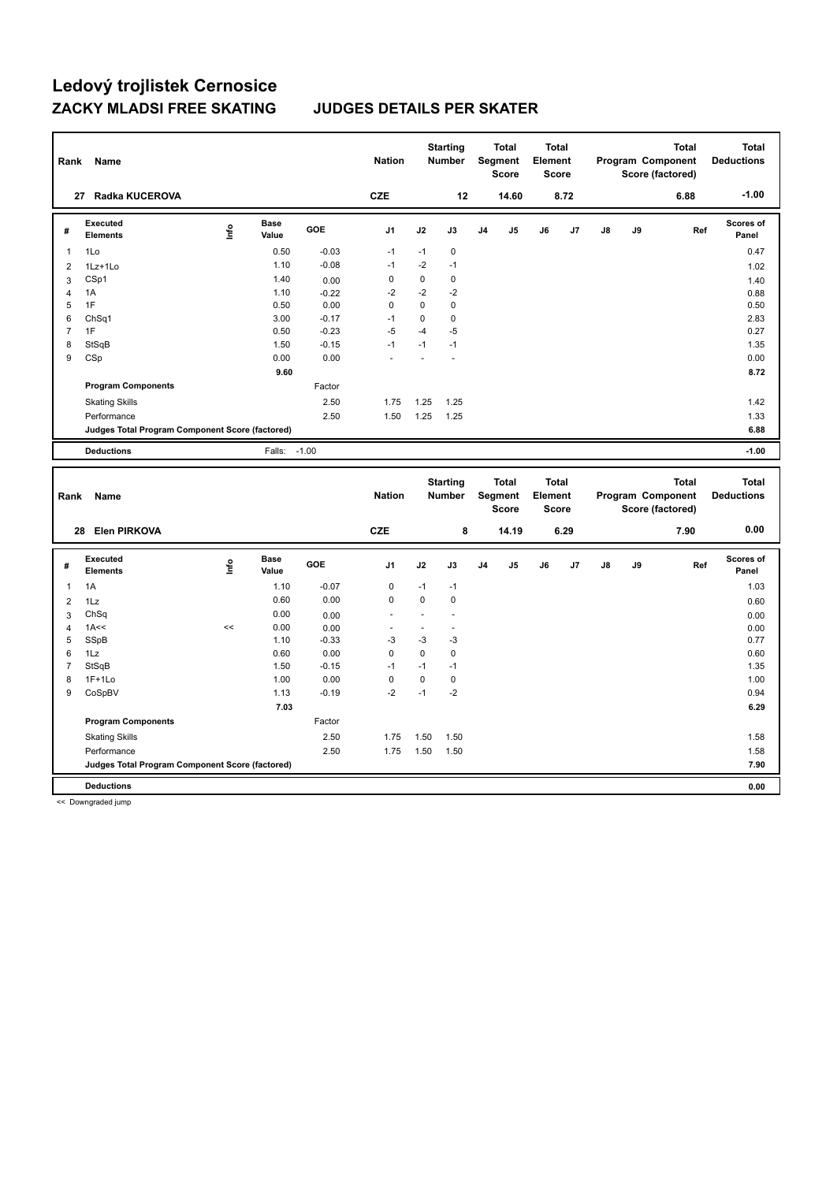# Ledový trojlistek Cernosice

## ZACKY MLADSI FREE SKATING JUDGES DETAILS PER SKATER

| Rank | Name | Nation | Starting Number | Total Segment Score | Total Element Score | Total Program Component Score (factored) | Total Deductions |
|---|---|---|---|---|---|---|---|
| 27 | Radka KUCEROVA | CZE | 12 | 14.60 | 8.72 | 6.88 | -1.00 |

| # | Executed Elements | Info | Base Value | GOE | J1 | J2 | J3 | J4 | J5 | J6 | J7 | J8 | J9 | Ref | Scores of Panel |
|---|---|---|---|---|---|---|---|---|---|---|---|---|---|---|---|
| 1 | 1Lo | | 0.50 | -0.03 | -1 | -1 | 0 | | | | | | | | 0.47 |
| 2 | 1Lz+1Lo | | 1.10 | -0.08 | -1 | -2 | -1 | | | | | | | | 1.02 |
| 3 | CSp1 | | 1.40 | 0.00 | 0 | 0 | 0 | | | | | | | | 1.40 |
| 4 | 1A | | 1.10 | -0.22 | -2 | -2 | -2 | | | | | | | | 0.88 |
| 5 | 1F | | 0.50 | 0.00 | 0 | 0 | 0 | | | | | | | | 0.50 |
| 6 | ChSq1 | | 3.00 | -0.17 | -1 | 0 | 0 | | | | | | | | 2.83 |
| 7 | 1F | | 0.50 | -0.23 | -5 | -4 | -5 | | | | | | | | 0.27 |
| 8 | StSqB | | 1.50 | -0.15 | -1 | -1 | -1 | | | | | | | | 1.35 |
| 9 | CSp | | 0.00 | 0.00 | - | - | - | | | | | | | | 0.00 |
| | | | 9.60 | | | | | | | | | | | | 8.72 |
| | **Program Components** | | | Factor | | | | | | | | | | | |
| | Skating Skills | | | 2.50 | 1.75 | 1.25 | 1.25 | | | | | | | | 1.42 |
| | Performance | | | 2.50 | 1.50 | 1.25 | 1.25 | | | | | | | | 1.33 |
| | **Judges Total Program Component Score (factored)** | | | | | | | | | | | | | | 6.88 |
| | **Deductions** | | Falls: | -1.00 | | | | | | | | | | | -1.00 |

| Rank | Name | Nation | Starting Number | Total Segment Score | Total Element Score | Total Program Component Score (factored) | Total Deductions |
|---|---|---|---|---|---|---|---|
| 28 | Elen PIRKOVA | CZE | 8 | 14.19 | 6.29 | 7.90 | 0.00 |

| # | Executed Elements | Info | Base Value | GOE | J1 | J2 | J3 | J4 | J5 | J6 | J7 | J8 | J9 | Ref | Scores of Panel |
|---|---|---|---|---|---|---|---|---|---|---|---|---|---|---|---|
| 1 | 1A | | 1.10 | -0.07 | 0 | -1 | -1 | | | | | | | | 1.03 |
| 2 | 1Lz | | 0.60 | 0.00 | 0 | 0 | 0 | | | | | | | | 0.60 |
| 3 | ChSq | | 0.00 | 0.00 | - | - | - | | | | | | | | 0.00 |
| 4 | 1A<< | << | 0.00 | 0.00 | - | - | - | | | | | | | | 0.00 |
| 5 | SSpB | | 1.10 | -0.33 | -3 | -3 | -3 | | | | | | | | 0.77 |
| 6 | 1Lz | | 0.60 | 0.00 | 0 | 0 | 0 | | | | | | | | 0.60 |
| 7 | StSqB | | 1.50 | -0.15 | -1 | -1 | -1 | | | | | | | | 1.35 |
| 8 | 1F+1Lo | | 1.00 | 0.00 | 0 | 0 | 0 | | | | | | | | 1.00 |
| 9 | CoSpBV | | 1.13 | -0.19 | -2 | -1 | -2 | | | | | | | | 0.94 |
| | | | 7.03 | | | | | | | | | | | | 6.29 |
| | **Program Components** | | | Factor | | | | | | | | | | | |
| | Skating Skills | | | 2.50 | 1.75 | 1.50 | 1.50 | | | | | | | | 1.58 |
| | Performance | | | 2.50 | 1.75 | 1.50 | 1.50 | | | | | | | | 1.58 |
| | **Judges Total Program Component Score (factored)** | | | | | | | | | | | | | | 7.90 |
| | **Deductions** | | | | | | | | | | | | | | 0.00 |

<< Downgraded jump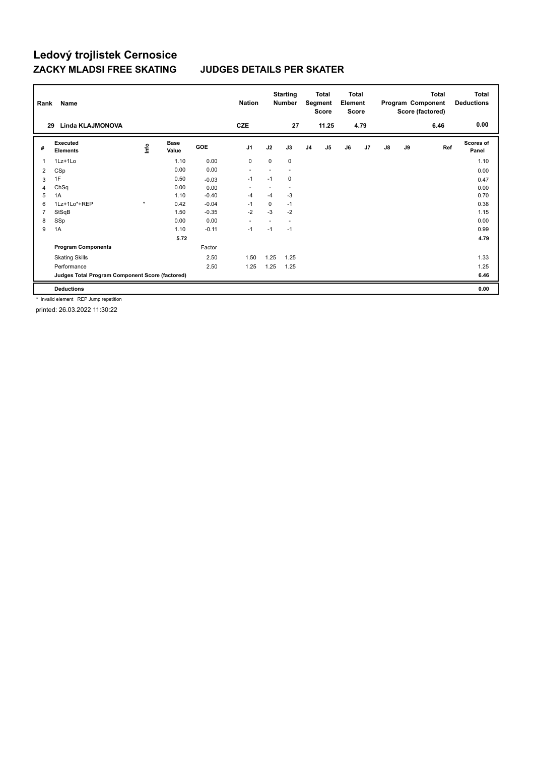# Ledový trojlistek Cernosice

## ZACKY MLADSI FREE SKATING JUDGES DETAILS PER SKATER

| Rank | Name | Nation | Starting Number | Total Segment Score | Total Element Score | Total Program Component Score (factored) | Total Deductions |
|---|---|---|---|---|---|---|---|
| 29 | Linda KLAJMONOVA | CZE | 27 | 11.25 | 4.79 | 6.46 | 0.00 |

| # | Executed Elements | Info | Base Value | GOE | J1 | J2 | J3 | J4 | J5 | J6 | J7 | J8 | J9 | Ref | Scores of Panel |
|---|---|---|---|---|---|---|---|---|---|---|---|---|---|---|---|
| 1 | 1Lz+1Lo | | 1.10 | 0.00 | 0 | 0 | 0 | | | | | | | | 1.10 |
| 2 | CSp | | 0.00 | 0.00 | - | - | - | | | | | | | | 0.00 |
| 3 | 1F | | 0.50 | -0.03 | -1 | -1 | 0 | | | | | | | | 0.47 |
| 4 | ChSq | | 0.00 | 0.00 | - | - | - | | | | | | | | 0.00 |
| 5 | 1A | | 1.10 | -0.40 | -4 | -4 | -3 | | | | | | | | 0.70 |
| 6 | 1Lz+1Lo*+REP | * | 0.42 | -0.04 | -1 | 0 | -1 | | | | | | | | 0.38 |
| 7 | StSqB | | 1.50 | -0.35 | -2 | -3 | -2 | | | | | | | | 1.15 |
| 8 | SSp | | 0.00 | 0.00 | - | - | - | | | | | | | | 0.00 |
| 9 | 1A | | 1.10 | -0.11 | -1 | -1 | -1 | | | | | | | | 0.99 |
| | | | 5.72 | | | | | | | | | | | | 4.79 |
| | **Program Components** | | | Factor | | | | | | | | | | | |
| | Skating Skills | | | 2.50 | 1.50 | 1.25 | 1.25 | | | | | | | | 1.33 |
| | Performance | | | 2.50 | 1.25 | 1.25 | 1.25 | | | | | | | | 1.25 |
| | **Judges Total Program Component Score (factored)** | | | | | | | | | | | | | | 6.46 |
| | **Deductions** | | | | | | | | | | | | | | 0.00 |

\* Invalid element REP Jump repetition

printed: 26.03.2022 11:30:22